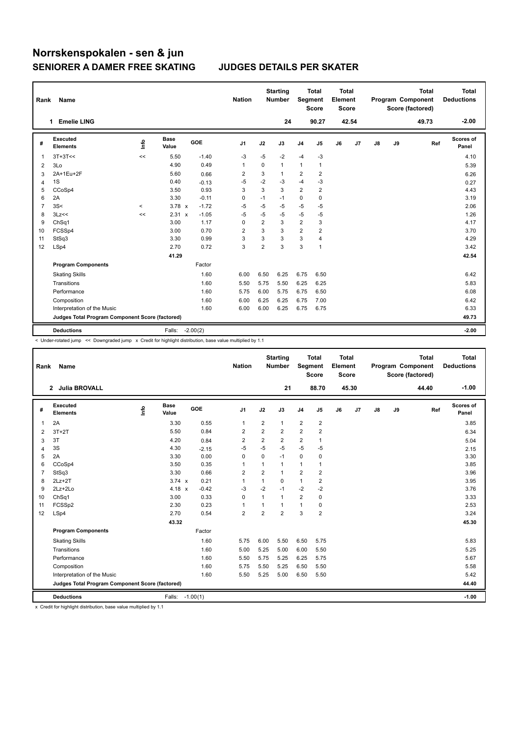# Norrskenspokalen - sen & jun

## SENIORER A DAMER FREE SKATING — JUDGES DETAILS PER SKATER

| Rank | Name | Nation | Starting Number | Total Segment Score | Total Element Score | Total Program Component Score (factored) | Total Deductions |
|---|---|---|---|---|---|---|---|
| 1 | Emelie LING | | 24 | 90.27 | 42.54 | 49.73 | -2.00 |

| # | Executed Elements | Info | Base Value | | GOE | J1 | J2 | J3 | J4 | J5 | J6 | J7 | J8 | J9 | Ref | Scores of Panel |
|---|---|---|---|---|---|---|---|---|---|---|---|---|---|---|---|---|
| 1 | 3T+3T<< | << | 5.50 | | -1.40 | -3 | -5 | -2 | -4 | -3 | | | | | | 4.10 |
| 2 | 3Lo | | 4.90 | | 0.49 | 1 | 0 | 1 | 1 | 1 | | | | | | 5.39 |
| 3 | 2A+1Eu+2F | | 5.60 | | 0.66 | 2 | 3 | 1 | 2 | 2 | | | | | | 6.26 |
| 4 | 1S | | 0.40 | | -0.13 | -5 | -2 | -3 | -4 | -3 | | | | | | 0.27 |
| 5 | CCoSp4 | | 3.50 | | 0.93 | 3 | 3 | 3 | 2 | 2 | | | | | | 4.43 |
| 6 | 2A | | 3.30 | | -0.11 | 0 | -1 | -1 | 0 | 0 | | | | | | 3.19 |
| 7 | 3S< | < | 3.78 | x | -1.72 | -5 | -5 | -5 | -5 | -5 | | | | | | 2.06 |
| 8 | 3Lz<< | << | 2.31 | x | -1.05 | -5 | -5 | -5 | -5 | -5 | | | | | | 1.26 |
| 9 | ChSq1 | | 3.00 | | 1.17 | 0 | 2 | 3 | 2 | 3 | | | | | | 4.17 |
| 10 | FCSSp4 | | 3.00 | | 0.70 | 2 | 3 | 3 | 2 | 2 | | | | | | 3.70 |
| 11 | StSq3 | | 3.30 | | 0.99 | 3 | 3 | 3 | 3 | 4 | | | | | | 4.29 |
| 12 | LSp4 | | 2.70 | | 0.72 | 3 | 2 | 3 | 3 | 1 | | | | | | 3.42 |
| | | | 41.29 | | | | | | | | | | | | | 42.54 |
| | **Program Components** | | | | Factor | | | | | | | | | | | |
| | Skating Skills | | | | 1.60 | 6.00 | 6.50 | 6.25 | 6.75 | 6.50 | | | | | | 6.42 |
| | Transitions | | | | 1.60 | 5.50 | 5.75 | 5.50 | 6.25 | 6.25 | | | | | | 5.83 |
| | Performance | | | | 1.60 | 5.75 | 6.00 | 5.75 | 6.75 | 6.50 | | | | | | 6.08 |
| | Composition | | | | 1.60 | 6.00 | 6.25 | 6.25 | 6.75 | 7.00 | | | | | | 6.42 |
| | Interpretation of the Music | | | | 1.60 | 6.00 | 6.00 | 6.25 | 6.75 | 6.75 | | | | | | 6.33 |
| | **Judges Total Program Component Score (factored)** | | | | | | | | | | | | | | | 49.73 |
| | **Deductions** | | Falls: | | -2.00(2) | | | | | | | | | | | -2.00 |

< Under-rotated jump << Downgraded jump x Credit for highlight distribution, base value multiplied by 1.1

| Rank | Name | Nation | Starting Number | Total Segment Score | Total Element Score | Total Program Component Score (factored) | Total Deductions |
|---|---|---|---|---|---|---|---|
| 2 | Julia BROVALL | | 21 | 88.70 | 45.30 | 44.40 | -1.00 |

| # | Executed Elements | Info | Base Value | | GOE | J1 | J2 | J3 | J4 | J5 | J6 | J7 | J8 | J9 | Ref | Scores of Panel |
|---|---|---|---|---|---|---|---|---|---|---|---|---|---|---|---|---|
| 1 | 2A | | 3.30 | | 0.55 | 1 | 2 | 1 | 2 | 2 | | | | | | 3.85 |
| 2 | 3T+2T | | 5.50 | | 0.84 | 2 | 2 | 2 | 2 | 2 | | | | | | 6.34 |
| 3 | 3T | | 4.20 | | 0.84 | 2 | 2 | 2 | 2 | 1 | | | | | | 5.04 |
| 4 | 3S | | 4.30 | | -2.15 | -5 | -5 | -5 | -5 | -5 | | | | | | 2.15 |
| 5 | 2A | | 3.30 | | 0.00 | 0 | 0 | -1 | 0 | 0 | | | | | | 3.30 |
| 6 | CCoSp4 | | 3.50 | | 0.35 | 1 | 1 | 1 | 1 | 1 | | | | | | 3.85 |
| 7 | StSq3 | | 3.30 | | 0.66 | 2 | 2 | 1 | 2 | 2 | | | | | | 3.96 |
| 8 | 2Lz+2T | | 3.74 | x | 0.21 | 1 | 1 | 0 | 1 | 2 | | | | | | 3.95 |
| 9 | 2Lz+2Lo | | 4.18 | x | -0.42 | -3 | -2 | -1 | -2 | -2 | | | | | | 3.76 |
| 10 | ChSq1 | | 3.00 | | 0.33 | 0 | 1 | 1 | 2 | 0 | | | | | | 3.33 |
| 11 | FCSSp2 | | 2.30 | | 0.23 | 1 | 1 | 1 | 1 | 0 | | | | | | 2.53 |
| 12 | LSp4 | | 2.70 | | 0.54 | 2 | 2 | 2 | 3 | 2 | | | | | | 3.24 |
| | | | 43.32 | | | | | | | | | | | | | 45.30 |
| | **Program Components** | | | | Factor | | | | | | | | | | | |
| | Skating Skills | | | | 1.60 | 5.75 | 6.00 | 5.50 | 6.50 | 5.75 | | | | | | 5.83 |
| | Transitions | | | | 1.60 | 5.00 | 5.25 | 5.00 | 6.00 | 5.50 | | | | | | 5.25 |
| | Performance | | | | 1.60 | 5.50 | 5.75 | 5.25 | 6.25 | 5.75 | | | | | | 5.67 |
| | Composition | | | | 1.60 | 5.75 | 5.50 | 5.25 | 6.50 | 5.50 | | | | | | 5.58 |
| | Interpretation of the Music | | | | 1.60 | 5.50 | 5.25 | 5.00 | 6.50 | 5.50 | | | | | | 5.42 |
| | **Judges Total Program Component Score (factored)** | | | | | | | | | | | | | | | 44.40 |
| | **Deductions** | | Falls: | | -1.00(1) | | | | | | | | | | | -1.00 |

x Credit for highlight distribution, base value multiplied by 1.1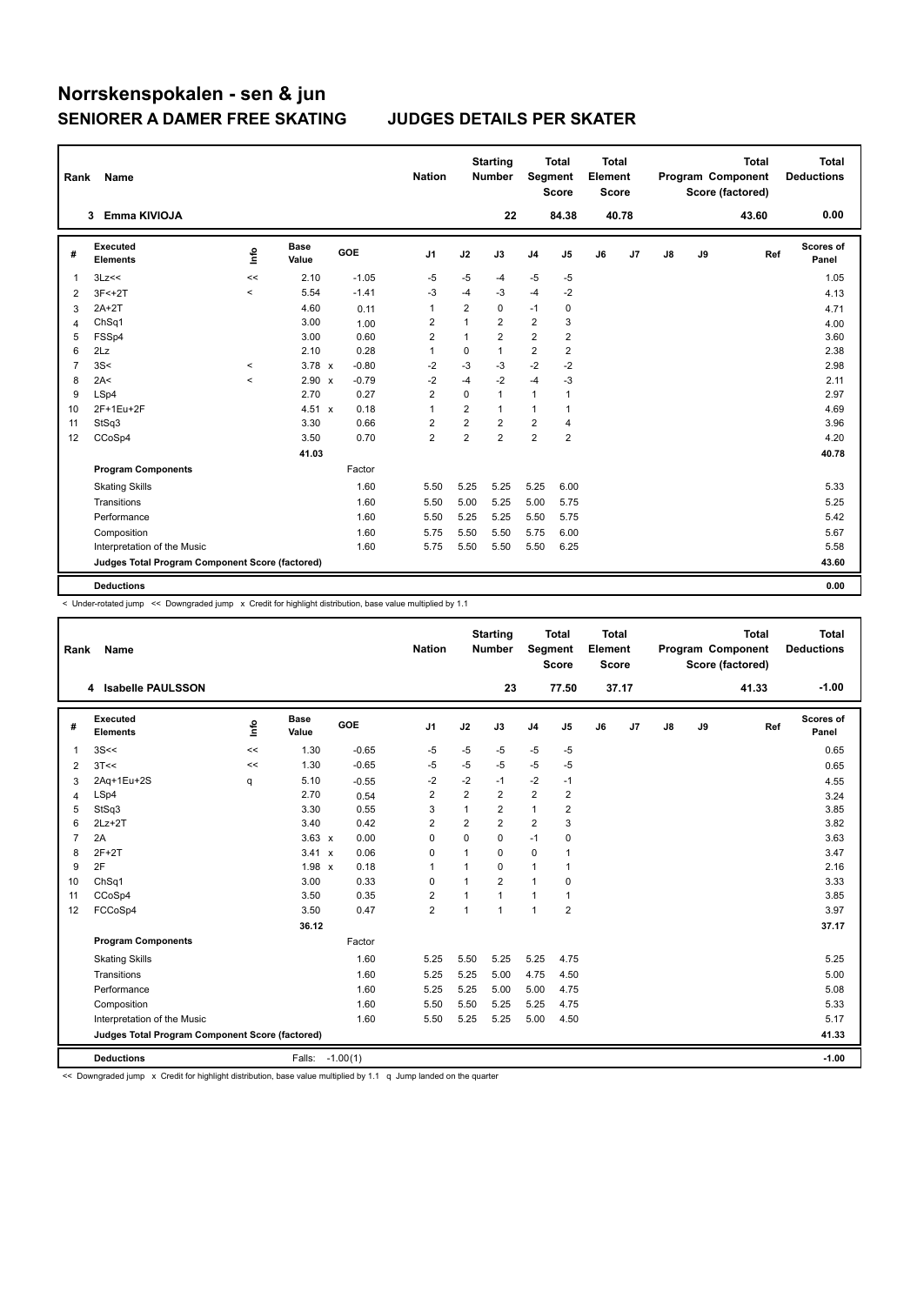# Norrskenspokalen - sen & jun

## SENIORER A DAMER FREE SKATING — JUDGES DETAILS PER SKATER

| Rank | Name | Nation | Starting Number | Total Segment Score | Total Element Score | Total Program Component Score (factored) | Total Deductions |
|---|---|---|---|---|---|---|---|
| 3 | Emma KIVIOJA | | 22 | 84.38 | 40.78 | 43.60 | 0.00 |

| # | Executed Elements | Info | Base Value | | GOE | J1 | J2 | J3 | J4 | J5 | J6 | J7 | J8 | J9 | Ref | Scores of Panel |
|---|---|---|---|---|---|---|---|---|---|---|---|---|---|---|---|---|
| 1 | 3Lz<< | << | 2.10 | | -1.05 | -5 | -5 | -4 | -5 | -5 | | | | | | 1.05 |
| 2 | 3F<+2T | < | 5.54 | | -1.41 | -3 | -4 | -3 | -4 | -2 | | | | | | 4.13 |
| 3 | 2A+2T | | 4.60 | | 0.11 | 1 | 2 | 0 | -1 | 0 | | | | | | 4.71 |
| 4 | ChSq1 | | 3.00 | | 1.00 | 2 | 1 | 2 | 2 | 3 | | | | | | 4.00 |
| 5 | FSSp4 | | 3.00 | | 0.60 | 2 | 1 | 2 | 2 | 2 | | | | | | 3.60 |
| 6 | 2Lz | | 2.10 | | 0.28 | 1 | 0 | 1 | 2 | 2 | | | | | | 2.38 |
| 7 | 3S< | < | 3.78 | x | -0.80 | -2 | -3 | -3 | -2 | -2 | | | | | | 2.98 |
| 8 | 2A< | < | 2.90 | x | -0.79 | -2 | -4 | -2 | -4 | -3 | | | | | | 2.11 |
| 9 | LSp4 | | 2.70 | | 0.27 | 2 | 0 | 1 | 1 | 1 | | | | | | 2.97 |
| 10 | 2F+1Eu+2F | | 4.51 | x | 0.18 | 1 | 2 | 1 | 1 | 1 | | | | | | 4.69 |
| 11 | StSq3 | | 3.30 | | 0.66 | 2 | 2 | 2 | 2 | 4 | | | | | | 3.96 |
| 12 | CCoSp4 | | 3.50 | | 0.70 | 2 | 2 | 2 | 2 | 2 | | | | | | 4.20 |
| | | | 41.03 | | | | | | | | | | | | | 40.78 |
| | **Program Components** | | | | Factor | | | | | | | | | | | |
| | Skating Skills | | | | 1.60 | 5.50 | 5.25 | 5.25 | 5.25 | 6.00 | | | | | | 5.33 |
| | Transitions | | | | 1.60 | 5.50 | 5.00 | 5.25 | 5.00 | 5.75 | | | | | | 5.25 |
| | Performance | | | | 1.60 | 5.50 | 5.25 | 5.25 | 5.50 | 5.75 | | | | | | 5.42 |
| | Composition | | | | 1.60 | 5.75 | 5.50 | 5.50 | 5.75 | 6.00 | | | | | | 5.67 |
| | Interpretation of the Music | | | | 1.60 | 5.75 | 5.50 | 5.50 | 5.50 | 6.25 | | | | | | 5.58 |
| | **Judges Total Program Component Score (factored)** | | | | | | | | | | | | | | | 43.60 |
| | **Deductions** | | | | | | | | | | | | | | | 0.00 |

< Under-rotated jump << Downgraded jump x Credit for highlight distribution, base value multiplied by 1.1

| Rank | Name | Nation | Starting Number | Total Segment Score | Total Element Score | Total Program Component Score (factored) | Total Deductions |
|---|---|---|---|---|---|---|---|
| 4 | Isabelle PAULSSON | | 23 | 77.50 | 37.17 | 41.33 | -1.00 |

| # | Executed Elements | Info | Base Value | | GOE | J1 | J2 | J3 | J4 | J5 | J6 | J7 | J8 | J9 | Ref | Scores of Panel |
|---|---|---|---|---|---|---|---|---|---|---|---|---|---|---|---|---|
| 1 | 3S<< | << | 1.30 | | -0.65 | -5 | -5 | -5 | -5 | -5 | | | | | | 0.65 |
| 2 | 3T<< | << | 1.30 | | -0.65 | -5 | -5 | -5 | -5 | -5 | | | | | | 0.65 |
| 3 | 2Aq+1Eu+2S | q | 5.10 | | -0.55 | -2 | -2 | -1 | -2 | -1 | | | | | | 4.55 |
| 4 | LSp4 | | 2.70 | | 0.54 | 2 | 2 | 2 | 2 | 2 | | | | | | 3.24 |
| 5 | StSq3 | | 3.30 | | 0.55 | 3 | 1 | 2 | 1 | 2 | | | | | | 3.85 |
| 6 | 2Lz+2T | | 3.40 | | 0.42 | 2 | 2 | 2 | 2 | 3 | | | | | | 3.82 |
| 7 | 2A | | 3.63 | x | 0.00 | 0 | 0 | 0 | -1 | 0 | | | | | | 3.63 |
| 8 | 2F+2T | | 3.41 | x | 0.06 | 0 | 1 | 0 | 0 | 1 | | | | | | 3.47 |
| 9 | 2F | | 1.98 | x | 0.18 | 1 | 1 | 0 | 1 | 1 | | | | | | 2.16 |
| 10 | ChSq1 | | 3.00 | | 0.33 | 0 | 1 | 2 | 1 | 0 | | | | | | 3.33 |
| 11 | CCoSp4 | | 3.50 | | 0.35 | 2 | 1 | 1 | 1 | 1 | | | | | | 3.85 |
| 12 | FCCoSp4 | | 3.50 | | 0.47 | 2 | 1 | 1 | 1 | 2 | | | | | | 3.97 |
| | | | 36.12 | | | | | | | | | | | | | 37.17 |
| | **Program Components** | | | | Factor | | | | | | | | | | | |
| | Skating Skills | | | | 1.60 | 5.25 | 5.50 | 5.25 | 5.25 | 4.75 | | | | | | 5.25 |
| | Transitions | | | | 1.60 | 5.25 | 5.25 | 5.00 | 4.75 | 4.50 | | | | | | 5.00 |
| | Performance | | | | 1.60 | 5.25 | 5.25 | 5.00 | 5.00 | 4.75 | | | | | | 5.08 |
| | Composition | | | | 1.60 | 5.50 | 5.50 | 5.25 | 5.25 | 4.75 | | | | | | 5.33 |
| | Interpretation of the Music | | | | 1.60 | 5.50 | 5.25 | 5.25 | 5.00 | 4.50 | | | | | | 5.17 |
| | **Judges Total Program Component Score (factored)** | | | | | | | | | | | | | | | 41.33 |
| | **Deductions** | | Falls: | | -1.00(1) | | | | | | | | | | | -1.00 |

<< Downgraded jump x Credit for highlight distribution, base value multiplied by 1.1 q Jump landed on the quarter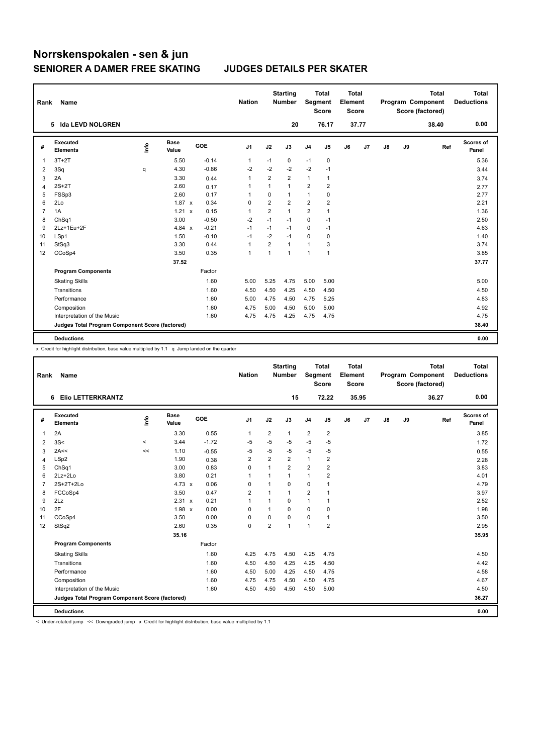# Norrskenspokalen - sen & jun

## SENIORER A DAMER FREE SKATING    JUDGES DETAILS PER SKATER

| Rank | Name | Nation | Starting Number | Total Segment Score | Total Element Score | Total Program Component Score (factored) | Total Deductions |
|---|---|---|---|---|---|---|---|
| 5 | Ida LEVD NOLGREN | | 20 | 76.17 | 37.77 | 38.40 | 0.00 |

| # | Executed Elements | Info | Base Value | | GOE | J1 | J2 | J3 | J4 | J5 | J6 | J7 | J8 | J9 | Ref | Scores of Panel |
|---|---|---|---|---|---|---|---|---|---|---|---|---|---|---|---|---|
| 1 | 3T+2T | | 5.50 | | -0.14 | 1 | -1 | 0 | -1 | 0 | | | | | | 5.36 |
| 2 | 3Sq | q | 4.30 | | -0.86 | -2 | -2 | -2 | -2 | -1 | | | | | | 3.44 |
| 3 | 2A | | 3.30 | | 0.44 | 1 | 2 | 2 | 1 | 1 | | | | | | 3.74 |
| 4 | 2S+2T | | 2.60 | | 0.17 | 1 | 1 | 1 | 2 | 2 | | | | | | 2.77 |
| 5 | FSSp3 | | 2.60 | | 0.17 | 1 | 0 | 1 | 1 | 0 | | | | | | 2.77 |
| 6 | 2Lo | | 1.87 | x | 0.34 | 0 | 2 | 2 | 2 | 2 | | | | | | 2.21 |
| 7 | 1A | | 1.21 | x | 0.15 | 1 | 2 | 1 | 2 | 1 | | | | | | 1.36 |
| 8 | ChSq1 | | 3.00 | | -0.50 | -2 | -1 | -1 | 0 | -1 | | | | | | 2.50 |
| 9 | 2Lz+1Eu+2F | | 4.84 | x | -0.21 | -1 | -1 | -1 | 0 | -1 | | | | | | 4.63 |
| 10 | LSp1 | | 1.50 | | -0.10 | -1 | -2 | -1 | 0 | 0 | | | | | | 1.40 |
| 11 | StSq3 | | 3.30 | | 0.44 | 1 | 2 | 1 | 1 | 3 | | | | | | 3.74 |
| 12 | CCoSp4 | | 3.50 | | 0.35 | 1 | 1 | 1 | 1 | 1 | | | | | | 3.85 |
| | | | 37.52 | | | | | | | | | | | | | 37.77 |
| | **Program Components** | | | | Factor | | | | | | | | | | | |
| | Skating Skills | | | | 1.60 | 5.00 | 5.25 | 4.75 | 5.00 | 5.00 | | | | | | 5.00 |
| | Transitions | | | | 1.60 | 4.50 | 4.50 | 4.25 | 4.50 | 4.50 | | | | | | 4.50 |
| | Performance | | | | 1.60 | 5.00 | 4.75 | 4.50 | 4.75 | 5.25 | | | | | | 4.83 |
| | Composition | | | | 1.60 | 4.75 | 5.00 | 4.50 | 5.00 | 5.00 | | | | | | 4.92 |
| | Interpretation of the Music | | | | 1.60 | 4.75 | 4.75 | 4.25 | 4.75 | 4.75 | | | | | | 4.75 |
| | **Judges Total Program Component Score (factored)** | | | | | | | | | | | | | | | 38.40 |
| | **Deductions** | | | | | | | | | | | | | | | 0.00 |

x Credit for highlight distribution, base value multiplied by 1.1 q Jump landed on the quarter

| Rank | Name | Nation | Starting Number | Total Segment Score | Total Element Score | Total Program Component Score (factored) | Total Deductions |
|---|---|---|---|---|---|---|---|
| 6 | Elio LETTERKRANTZ | | 15 | 72.22 | 35.95 | 36.27 | 0.00 |

| # | Executed Elements | Info | Base Value | | GOE | J1 | J2 | J3 | J4 | J5 | J6 | J7 | J8 | J9 | Ref | Scores of Panel |
|---|---|---|---|---|---|---|---|---|---|---|---|---|---|---|---|---|
| 1 | 2A | | 3.30 | | 0.55 | 1 | 2 | 1 | 2 | 2 | | | | | | 3.85 |
| 2 | 3S< | < | 3.44 | | -1.72 | -5 | -5 | -5 | -5 | -5 | | | | | | 1.72 |
| 3 | 2A<< | << | 1.10 | | -0.55 | -5 | -5 | -5 | -5 | -5 | | | | | | 0.55 |
| 4 | LSp2 | | 1.90 | | 0.38 | 2 | 2 | 2 | 1 | 2 | | | | | | 2.28 |
| 5 | ChSq1 | | 3.00 | | 0.83 | 0 | 1 | 2 | 2 | 2 | | | | | | 3.83 |
| 6 | 2Lz+2Lo | | 3.80 | | 0.21 | 1 | 1 | 1 | 1 | 2 | | | | | | 4.01 |
| 7 | 2S+2T+2Lo | | 4.73 | x | 0.06 | 0 | 1 | 0 | 0 | 1 | | | | | | 4.79 |
| 8 | FCCoSp4 | | 3.50 | | 0.47 | 2 | 1 | 1 | 2 | 1 | | | | | | 3.97 |
| 9 | 2Lz | | 2.31 | x | 0.21 | 1 | 1 | 0 | 1 | 1 | | | | | | 2.52 |
| 10 | 2F | | 1.98 | x | 0.00 | 0 | 1 | 0 | 0 | 0 | | | | | | 1.98 |
| 11 | CCoSp4 | | 3.50 | | 0.00 | 0 | 0 | 0 | 0 | 1 | | | | | | 3.50 |
| 12 | StSq2 | | 2.60 | | 0.35 | 0 | 2 | 1 | 1 | 2 | | | | | | 2.95 |
| | | | 35.16 | | | | | | | | | | | | | 35.95 |
| | **Program Components** | | | | Factor | | | | | | | | | | | |
| | Skating Skills | | | | 1.60 | 4.25 | 4.75 | 4.50 | 4.25 | 4.75 | | | | | | 4.50 |
| | Transitions | | | | 1.60 | 4.50 | 4.50 | 4.25 | 4.25 | 4.50 | | | | | | 4.42 |
| | Performance | | | | 1.60 | 4.50 | 5.00 | 4.25 | 4.50 | 4.75 | | | | | | 4.58 |
| | Composition | | | | 1.60 | 4.75 | 4.75 | 4.50 | 4.50 | 4.75 | | | | | | 4.67 |
| | Interpretation of the Music | | | | 1.60 | 4.50 | 4.50 | 4.50 | 4.50 | 5.00 | | | | | | 4.50 |
| | **Judges Total Program Component Score (factored)** | | | | | | | | | | | | | | | 36.27 |
| | **Deductions** | | | | | | | | | | | | | | | 0.00 |

< Under-rotated jump << Downgraded jump x Credit for highlight distribution, base value multiplied by 1.1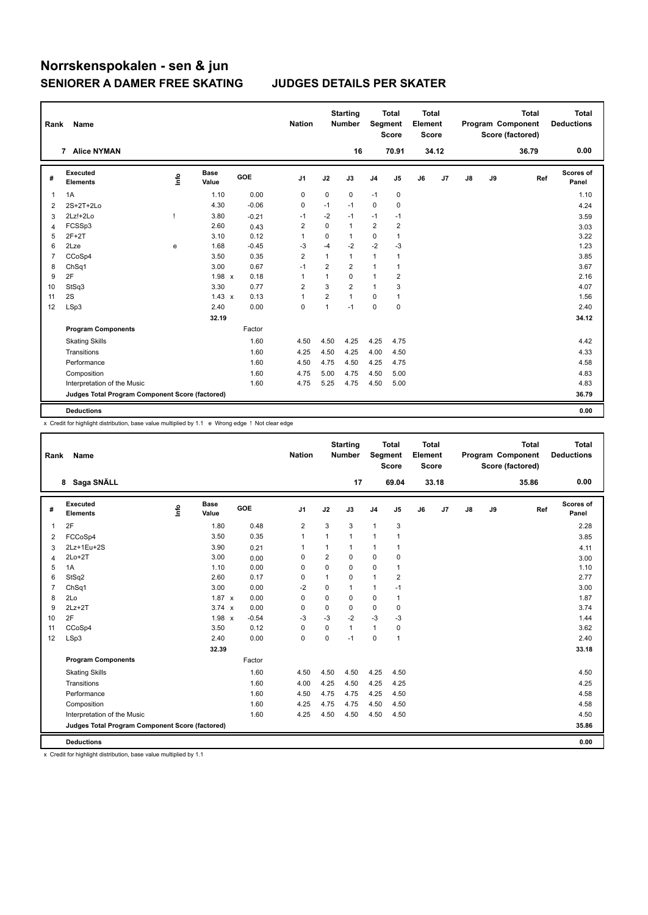# Norrskenspokalen - sen & jun

## SENIORER A DAMER FREE SKATING JUDGES DETAILS PER SKATER

| Rank | Name | Nation | Starting Number | Total Segment Score | Total Element Score | Total Program Component Score (factored) | Total Deductions |
|---|---|---|---|---|---|---|---|
| 7 | Alice NYMAN | | 16 | 70.91 | 34.12 | 36.79 | 0.00 |

| # | Executed Elements | Info | Base Value | | GOE | J1 | J2 | J3 | J4 | J5 | J6 | J7 | J8 | J9 | Ref | Scores of Panel |
|---|---|---|---|---|---|---|---|---|---|---|---|---|---|---|---|---|
| 1 | 1A | | 1.10 | | 0.00 | 0 | 0 | 0 | -1 | 0 | | | | | | 1.10 |
| 2 | 2S+2T+2Lo | | 4.30 | | -0.06 | 0 | -1 | -1 | 0 | 0 | | | | | | 4.24 |
| 3 | 2Lz!+2Lo | ! | 3.80 | | -0.21 | -1 | -2 | -1 | -1 | -1 | | | | | | 3.59 |
| 4 | FCSSp3 | | 2.60 | | 0.43 | 2 | 0 | 1 | 2 | 2 | | | | | | 3.03 |
| 5 | 2F+2T | | 3.10 | | 0.12 | 1 | 0 | 1 | 0 | 1 | | | | | | 3.22 |
| 6 | 2Lze | e | 1.68 | | -0.45 | -3 | -4 | -2 | -2 | -3 | | | | | | 1.23 |
| 7 | CCoSp4 | | 3.50 | | 0.35 | 2 | 1 | 1 | 1 | 1 | | | | | | 3.85 |
| 8 | ChSq1 | | 3.00 | | 0.67 | -1 | 2 | 2 | 1 | 1 | | | | | | 3.67 |
| 9 | 2F | | 1.98 | x | 0.18 | 1 | 1 | 0 | 1 | 2 | | | | | | 2.16 |
| 10 | StSq3 | | 3.30 | | 0.77 | 2 | 3 | 2 | 1 | 3 | | | | | | 4.07 |
| 11 | 2S | | 1.43 | x | 0.13 | 1 | 2 | 1 | 0 | 1 | | | | | | 1.56 |
| 12 | LSp3 | | 2.40 | | 0.00 | 0 | 1 | -1 | 0 | 0 | | | | | | 2.40 |
| | | | 32.19 | | | | | | | | | | | | | 34.12 |
| | **Program Components** | | | | Factor | | | | | | | | | | | |
| | Skating Skills | | | | 1.60 | 4.50 | 4.50 | 4.25 | 4.25 | 4.75 | | | | | | 4.42 |
| | Transitions | | | | 1.60 | 4.25 | 4.50 | 4.25 | 4.00 | 4.50 | | | | | | 4.33 |
| | Performance | | | | 1.60 | 4.50 | 4.75 | 4.50 | 4.25 | 4.75 | | | | | | 4.58 |
| | Composition | | | | 1.60 | 4.75 | 5.00 | 4.75 | 4.50 | 5.00 | | | | | | 4.83 |
| | Interpretation of the Music | | | | 1.60 | 4.75 | 5.25 | 4.75 | 4.50 | 5.00 | | | | | | 4.83 |
| | **Judges Total Program Component Score (factored)** | | | | | | | | | | | | | | | 36.79 |
| | **Deductions** | | | | | | | | | | | | | | | 0.00 |

x Credit for highlight distribution, base value multiplied by 1.1 e Wrong edge ! Not clear edge

| Rank | Name | Nation | Starting Number | Total Segment Score | Total Element Score | Total Program Component Score (factored) | Total Deductions |
|---|---|---|---|---|---|---|---|
| 8 | Saga SNÄLL | | 17 | 69.04 | 33.18 | 35.86 | 0.00 |

| # | Executed Elements | Info | Base Value | | GOE | J1 | J2 | J3 | J4 | J5 | J6 | J7 | J8 | J9 | Ref | Scores of Panel |
|---|---|---|---|---|---|---|---|---|---|---|---|---|---|---|---|---|
| 1 | 2F | | 1.80 | | 0.48 | 2 | 3 | 3 | 1 | 3 | | | | | | 2.28 |
| 2 | FCCoSp4 | | 3.50 | | 0.35 | 1 | 1 | 1 | 1 | 1 | | | | | | 3.85 |
| 3 | 2Lz+1Eu+2S | | 3.90 | | 0.21 | 1 | 1 | 1 | 1 | 1 | | | | | | 4.11 |
| 4 | 2Lo+2T | | 3.00 | | 0.00 | 0 | 2 | 0 | 0 | 0 | | | | | | 3.00 |
| 5 | 1A | | 1.10 | | 0.00 | 0 | 0 | 0 | 0 | 1 | | | | | | 1.10 |
| 6 | StSq2 | | 2.60 | | 0.17 | 0 | 1 | 0 | 1 | 2 | | | | | | 2.77 |
| 7 | ChSq1 | | 3.00 | | 0.00 | -2 | 0 | 1 | 1 | -1 | | | | | | 3.00 |
| 8 | 2Lo | | 1.87 | x | 0.00 | 0 | 0 | 0 | 0 | 1 | | | | | | 1.87 |
| 9 | 2Lz+2T | | 3.74 | x | 0.00 | 0 | 0 | 0 | 0 | 0 | | | | | | 3.74 |
| 10 | 2F | | 1.98 | x | -0.54 | -3 | -3 | -2 | -3 | -3 | | | | | | 1.44 |
| 11 | CCoSp4 | | 3.50 | | 0.12 | 0 | 0 | 1 | 1 | 0 | | | | | | 3.62 |
| 12 | LSp3 | | 2.40 | | 0.00 | 0 | 0 | -1 | 0 | 1 | | | | | | 2.40 |
| | | | 32.39 | | | | | | | | | | | | | 33.18 |
| | **Program Components** | | | | Factor | | | | | | | | | | | |
| | Skating Skills | | | | 1.60 | 4.50 | 4.50 | 4.50 | 4.25 | 4.50 | | | | | | 4.50 |
| | Transitions | | | | 1.60 | 4.00 | 4.25 | 4.50 | 4.25 | 4.25 | | | | | | 4.25 |
| | Performance | | | | 1.60 | 4.50 | 4.75 | 4.75 | 4.25 | 4.50 | | | | | | 4.58 |
| | Composition | | | | 1.60 | 4.25 | 4.75 | 4.75 | 4.50 | 4.50 | | | | | | 4.58 |
| | Interpretation of the Music | | | | 1.60 | 4.25 | 4.50 | 4.50 | 4.50 | 4.50 | | | | | | 4.50 |
| | **Judges Total Program Component Score (factored)** | | | | | | | | | | | | | | | 35.86 |
| | **Deductions** | | | | | | | | | | | | | | | 0.00 |

x Credit for highlight distribution, base value multiplied by 1.1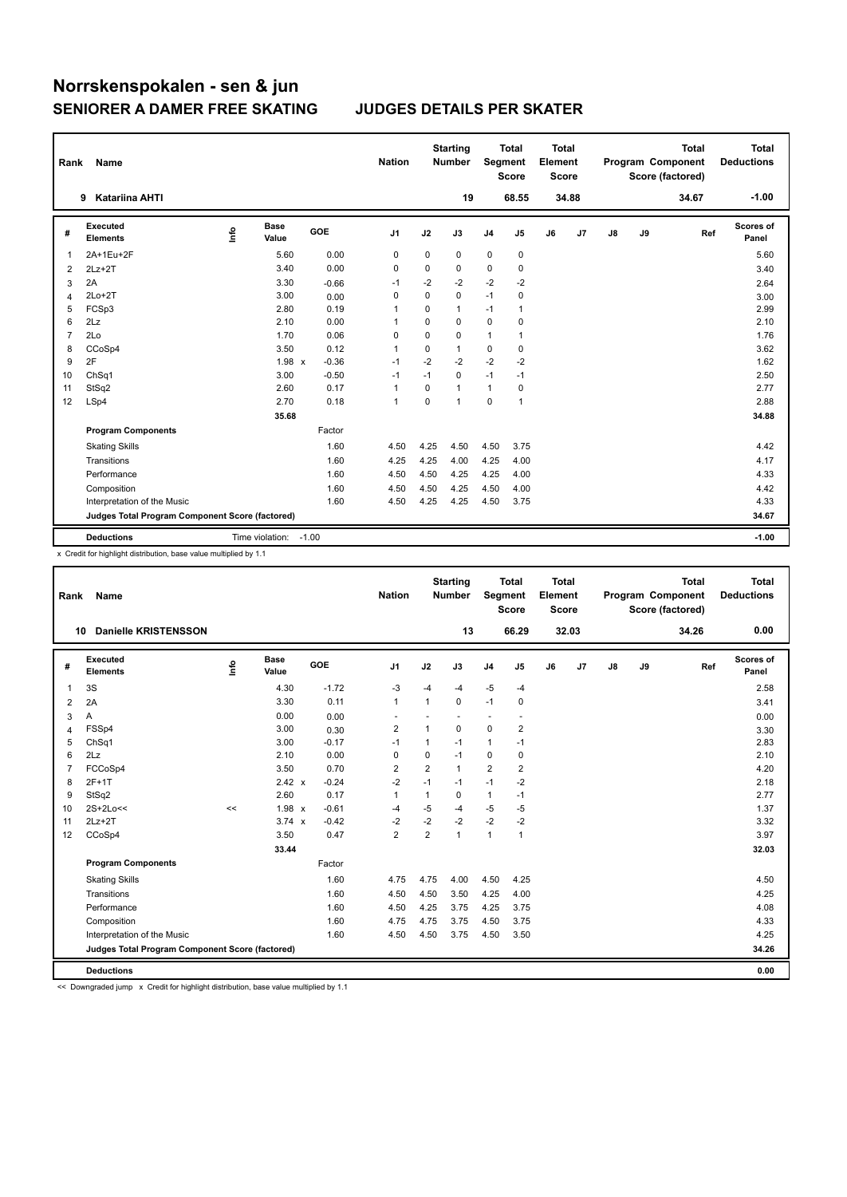# Norrskenspokalen - sen & jun

## SENIORER A DAMER FREE SKATING — JUDGES DETAILS PER SKATER

| Rank | Name | Nation | Starting Number | Total Segment Score | Total Element Score | Total Program Component Score (factored) | Total Deductions |
|---|---|---|---|---|---|---|---|
| 9 | Katariina AHTI | | 19 | 68.55 | 34.88 | 34.67 | -1.00 |

| # | Executed Elements | Info | Base Value | | GOE | J1 | J2 | J3 | J4 | J5 | J6 | J7 | J8 | J9 | Ref | Scores of Panel |
|---|---|---|---|---|---|---|---|---|---|---|---|---|---|---|---|---|
| 1 | 2A+1Eu+2F | | 5.60 | | 0.00 | 0 | 0 | 0 | 0 | 0 | | | | | | 5.60 |
| 2 | 2Lz+2T | | 3.40 | | 0.00 | 0 | 0 | 0 | 0 | 0 | | | | | | 3.40 |
| 3 | 2A | | 3.30 | | -0.66 | -1 | -2 | -2 | -2 | -2 | | | | | | 2.64 |
| 4 | 2Lo+2T | | 3.00 | | 0.00 | 0 | 0 | 0 | -1 | 0 | | | | | | 3.00 |
| 5 | FCSp3 | | 2.80 | | 0.19 | 1 | 0 | 1 | -1 | 1 | | | | | | 2.99 |
| 6 | 2Lz | | 2.10 | | 0.00 | 1 | 0 | 0 | 0 | 0 | | | | | | 2.10 |
| 7 | 2Lo | | 1.70 | | 0.06 | 0 | 0 | 0 | 1 | 1 | | | | | | 1.76 |
| 8 | CCoSp4 | | 3.50 | | 0.12 | 1 | 0 | 1 | 0 | 0 | | | | | | 3.62 |
| 9 | 2F | | 1.98 | x | -0.36 | -1 | -2 | -2 | -2 | -2 | | | | | | 1.62 |
| 10 | ChSq1 | | 3.00 | | -0.50 | -1 | -1 | 0 | -1 | -1 | | | | | | 2.50 |
| 11 | StSq2 | | 2.60 | | 0.17 | 1 | 0 | 1 | 1 | 0 | | | | | | 2.77 |
| 12 | LSp4 | | 2.70 | | 0.18 | 1 | 0 | 1 | 0 | 1 | | | | | | 2.88 |
| | | | 35.68 | | | | | | | | | | | | | 34.88 |
| | **Program Components** | | | | Factor | | | | | | | | | | | |
| | Skating Skills | | | | 1.60 | 4.50 | 4.25 | 4.50 | 4.50 | 3.75 | | | | | | 4.42 |
| | Transitions | | | | 1.60 | 4.25 | 4.25 | 4.00 | 4.25 | 4.00 | | | | | | 4.17 |
| | Performance | | | | 1.60 | 4.50 | 4.50 | 4.25 | 4.25 | 4.00 | | | | | | 4.33 |
| | Composition | | | | 1.60 | 4.50 | 4.50 | 4.25 | 4.50 | 4.00 | | | | | | 4.42 |
| | Interpretation of the Music | | | | 1.60 | 4.50 | 4.25 | 4.25 | 4.50 | 3.75 | | | | | | 4.33 |
| | **Judges Total Program Component Score (factored)** | | | | | | | | | | | | | | | 34.67 |
| | **Deductions** | | Time violation: | | -1.00 | | | | | | | | | | | -1.00 |

x Credit for highlight distribution, base value multiplied by 1.1

| Rank | Name | Nation | Starting Number | Total Segment Score | Total Element Score | Total Program Component Score (factored) | Total Deductions |
|---|---|---|---|---|---|---|---|
| 10 | Danielle KRISTENSSON | | 13 | 66.29 | 32.03 | 34.26 | 0.00 |

| # | Executed Elements | Info | Base Value | | GOE | J1 | J2 | J3 | J4 | J5 | J6 | J7 | J8 | J9 | Ref | Scores of Panel |
|---|---|---|---|---|---|---|---|---|---|---|---|---|---|---|---|---|
| 1 | 3S | | 4.30 | | -1.72 | -3 | -4 | -4 | -5 | -4 | | | | | | 2.58 |
| 2 | 2A | | 3.30 | | 0.11 | 1 | 1 | 0 | -1 | 0 | | | | | | 3.41 |
| 3 | A | | 0.00 | | 0.00 | - | - | - | - | - | | | | | | 0.00 |
| 4 | FSSp4 | | 3.00 | | 0.30 | 2 | 1 | 0 | 0 | 2 | | | | | | 3.30 |
| 5 | ChSq1 | | 3.00 | | -0.17 | -1 | 1 | -1 | 1 | -1 | | | | | | 2.83 |
| 6 | 2Lz | | 2.10 | | 0.00 | 0 | 0 | -1 | 0 | 0 | | | | | | 2.10 |
| 7 | FCCoSp4 | | 3.50 | | 0.70 | 2 | 2 | 1 | 2 | 2 | | | | | | 4.20 |
| 8 | 2F+1T | | 2.42 | x | -0.24 | -2 | -1 | -1 | -1 | -2 | | | | | | 2.18 |
| 9 | StSq2 | | 2.60 | | 0.17 | 1 | 1 | 0 | 1 | -1 | | | | | | 2.77 |
| 10 | 2S+2Lo<< | << | 1.98 | x | -0.61 | -4 | -5 | -4 | -5 | -5 | | | | | | 1.37 |
| 11 | 2Lz+2T | | 3.74 | x | -0.42 | -2 | -2 | -2 | -2 | -2 | | | | | | 3.32 |
| 12 | CCoSp4 | | 3.50 | | 0.47 | 2 | 2 | 1 | 1 | 1 | | | | | | 3.97 |
| | | | 33.44 | | | | | | | | | | | | | 32.03 |
| | **Program Components** | | | | Factor | | | | | | | | | | | |
| | Skating Skills | | | | 1.60 | 4.75 | 4.75 | 4.00 | 4.50 | 4.25 | | | | | | 4.50 |
| | Transitions | | | | 1.60 | 4.50 | 4.50 | 3.50 | 4.25 | 4.00 | | | | | | 4.25 |
| | Performance | | | | 1.60 | 4.50 | 4.25 | 3.75 | 4.25 | 3.75 | | | | | | 4.08 |
| | Composition | | | | 1.60 | 4.75 | 4.75 | 3.75 | 4.50 | 3.75 | | | | | | 4.33 |
| | Interpretation of the Music | | | | 1.60 | 4.50 | 4.50 | 3.75 | 4.50 | 3.50 | | | | | | 4.25 |
| | **Judges Total Program Component Score (factored)** | | | | | | | | | | | | | | | 34.26 |
| | **Deductions** | | | | | | | | | | | | | | | 0.00 |

<< Downgraded jump x Credit for highlight distribution, base value multiplied by 1.1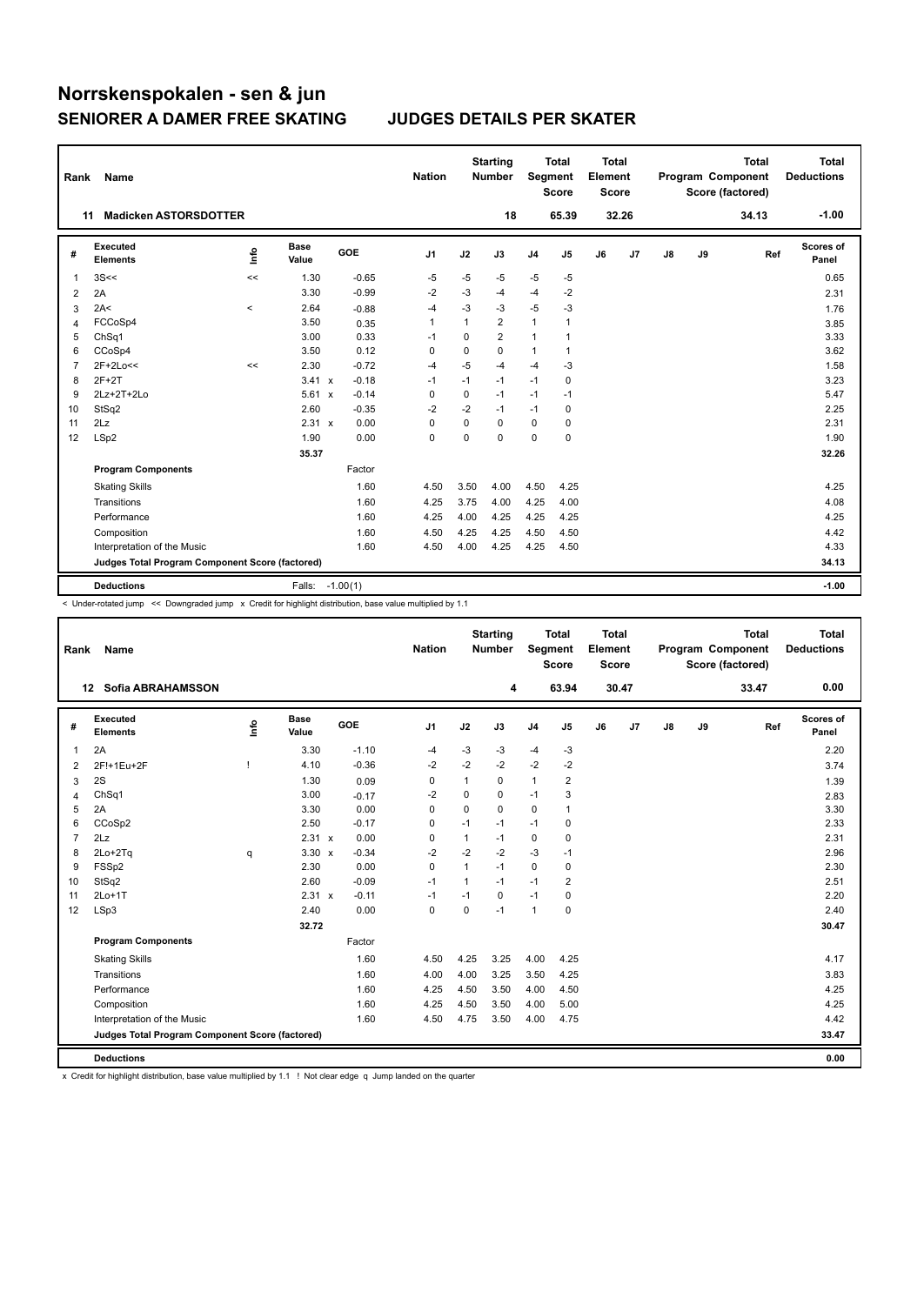# Norrskenspokalen - sen & jun

## SENIORER A DAMER FREE SKATING　　JUDGES DETAILS PER SKATER

| Rank | Name | Nation | Starting Number | Total Segment Score | Total Element Score | Total Program Component Score (factored) | Total Deductions |
|---|---|---|---|---|---|---|---|
| 11 | Madicken ASTORSDOTTER | | 18 | 65.39 | 32.26 | 34.13 | -1.00 |

| # | Executed Elements | Info | Base Value | | GOE | J1 | J2 | J3 | J4 | J5 | J6 | J7 | J8 | J9 | Ref | Scores of Panel |
|---|---|---|---|---|---|---|---|---|---|---|---|---|---|---|---|---|
| 1 | 3S<< | << | 1.30 | | -0.65 | -5 | -5 | -5 | -5 | -5 | | | | | | 0.65 |
| 2 | 2A | | 3.30 | | -0.99 | -2 | -3 | -4 | -4 | -2 | | | | | | 2.31 |
| 3 | 2A< | < | 2.64 | | -0.88 | -4 | -3 | -3 | -5 | -3 | | | | | | 1.76 |
| 4 | FCCoSp4 | | 3.50 | | 0.35 | 1 | 1 | 2 | 1 | 1 | | | | | | 3.85 |
| 5 | ChSq1 | | 3.00 | | 0.33 | -1 | 0 | 2 | 1 | 1 | | | | | | 3.33 |
| 6 | CCoSp4 | | 3.50 | | 0.12 | 0 | 0 | 0 | 1 | 1 | | | | | | 3.62 |
| 7 | 2F+2Lo<< | << | 2.30 | | -0.72 | -4 | -5 | -4 | -4 | -3 | | | | | | 1.58 |
| 8 | 2F+2T | | 3.41 | x | -0.18 | -1 | -1 | -1 | -1 | 0 | | | | | | 3.23 |
| 9 | 2Lz+2T+2Lo | | 5.61 | x | -0.14 | 0 | 0 | -1 | -1 | -1 | | | | | | 5.47 |
| 10 | StSq2 | | 2.60 | | -0.35 | -2 | -2 | -1 | -1 | 0 | | | | | | 2.25 |
| 11 | 2Lz | | 2.31 | x | 0.00 | 0 | 0 | 0 | 0 | 0 | | | | | | 2.31 |
| 12 | LSp2 | | 1.90 | | 0.00 | 0 | 0 | 0 | 0 | 0 | | | | | | 1.90 |
| | | | 35.37 | | | | | | | | | | | | | 32.26 |
| | **Program Components** | | | | Factor | | | | | | | | | | | |
| | Skating Skills | | | | 1.60 | 4.50 | 3.50 | 4.00 | 4.50 | 4.25 | | | | | | 4.25 |
| | Transitions | | | | 1.60 | 4.25 | 3.75 | 4.00 | 4.25 | 4.00 | | | | | | 4.08 |
| | Performance | | | | 1.60 | 4.25 | 4.00 | 4.25 | 4.25 | 4.25 | | | | | | 4.25 |
| | Composition | | | | 1.60 | 4.50 | 4.25 | 4.25 | 4.50 | 4.50 | | | | | | 4.42 |
| | Interpretation of the Music | | | | 1.60 | 4.50 | 4.00 | 4.25 | 4.25 | 4.50 | | | | | | 4.33 |
| | **Judges Total Program Component Score (factored)** | | | | | | | | | | | | | | | 34.13 |
| | **Deductions** | | Falls: | | -1.00(1) | | | | | | | | | | | -1.00 |

< Under-rotated jump << Downgraded jump x Credit for highlight distribution, base value multiplied by 1.1

| Rank | Name | Nation | Starting Number | Total Segment Score | Total Element Score | Total Program Component Score (factored) | Total Deductions |
|---|---|---|---|---|---|---|---|
| 12 | Sofia ABRAHAMSSON | | 4 | 63.94 | 30.47 | 33.47 | 0.00 |

| # | Executed Elements | Info | Base Value | | GOE | J1 | J2 | J3 | J4 | J5 | J6 | J7 | J8 | J9 | Ref | Scores of Panel |
|---|---|---|---|---|---|---|---|---|---|---|---|---|---|---|---|---|
| 1 | 2A | | 3.30 | | -1.10 | -4 | -3 | -3 | -4 | -3 | | | | | | 2.20 |
| 2 | 2F!+1Eu+2F | ! | 4.10 | | -0.36 | -2 | -2 | -2 | -2 | -2 | | | | | | 3.74 |
| 3 | 2S | | 1.30 | | 0.09 | 0 | 1 | 0 | 1 | 2 | | | | | | 1.39 |
| 4 | ChSq1 | | 3.00 | | -0.17 | -2 | 0 | 0 | -1 | 3 | | | | | | 2.83 |
| 5 | 2A | | 3.30 | | 0.00 | 0 | 0 | 0 | 0 | 1 | | | | | | 3.30 |
| 6 | CCoSp2 | | 2.50 | | -0.17 | 0 | -1 | -1 | -1 | 0 | | | | | | 2.33 |
| 7 | 2Lz | | 2.31 | x | 0.00 | 0 | 1 | -1 | 0 | 0 | | | | | | 2.31 |
| 8 | 2Lo+2Tq | q | 3.30 | x | -0.34 | -2 | -2 | -2 | -3 | -1 | | | | | | 2.96 |
| 9 | FSSp2 | | 2.30 | | 0.00 | 0 | 1 | -1 | 0 | 0 | | | | | | 2.30 |
| 10 | StSq2 | | 2.60 | | -0.09 | -1 | 1 | -1 | -1 | 2 | | | | | | 2.51 |
| 11 | 2Lo+1T | | 2.31 | x | -0.11 | -1 | -1 | 0 | -1 | 0 | | | | | | 2.20 |
| 12 | LSp3 | | 2.40 | | 0.00 | 0 | 0 | -1 | 1 | 0 | | | | | | 2.40 |
| | | | 32.72 | | | | | | | | | | | | | 30.47 |
| | **Program Components** | | | | Factor | | | | | | | | | | | |
| | Skating Skills | | | | 1.60 | 4.50 | 4.25 | 3.25 | 4.00 | 4.25 | | | | | | 4.17 |
| | Transitions | | | | 1.60 | 4.00 | 4.00 | 3.25 | 3.50 | 4.25 | | | | | | 3.83 |
| | Performance | | | | 1.60 | 4.25 | 4.50 | 3.50 | 4.00 | 4.50 | | | | | | 4.25 |
| | Composition | | | | 1.60 | 4.25 | 4.50 | 3.50 | 4.00 | 5.00 | | | | | | 4.25 |
| | Interpretation of the Music | | | | 1.60 | 4.50 | 4.75 | 3.50 | 4.00 | 4.75 | | | | | | 4.42 |
| | **Judges Total Program Component Score (factored)** | | | | | | | | | | | | | | | 33.47 |
| | **Deductions** | | | | | | | | | | | | | | | 0.00 |

x Credit for highlight distribution, base value multiplied by 1.1 ! Not clear edge q Jump landed on the quarter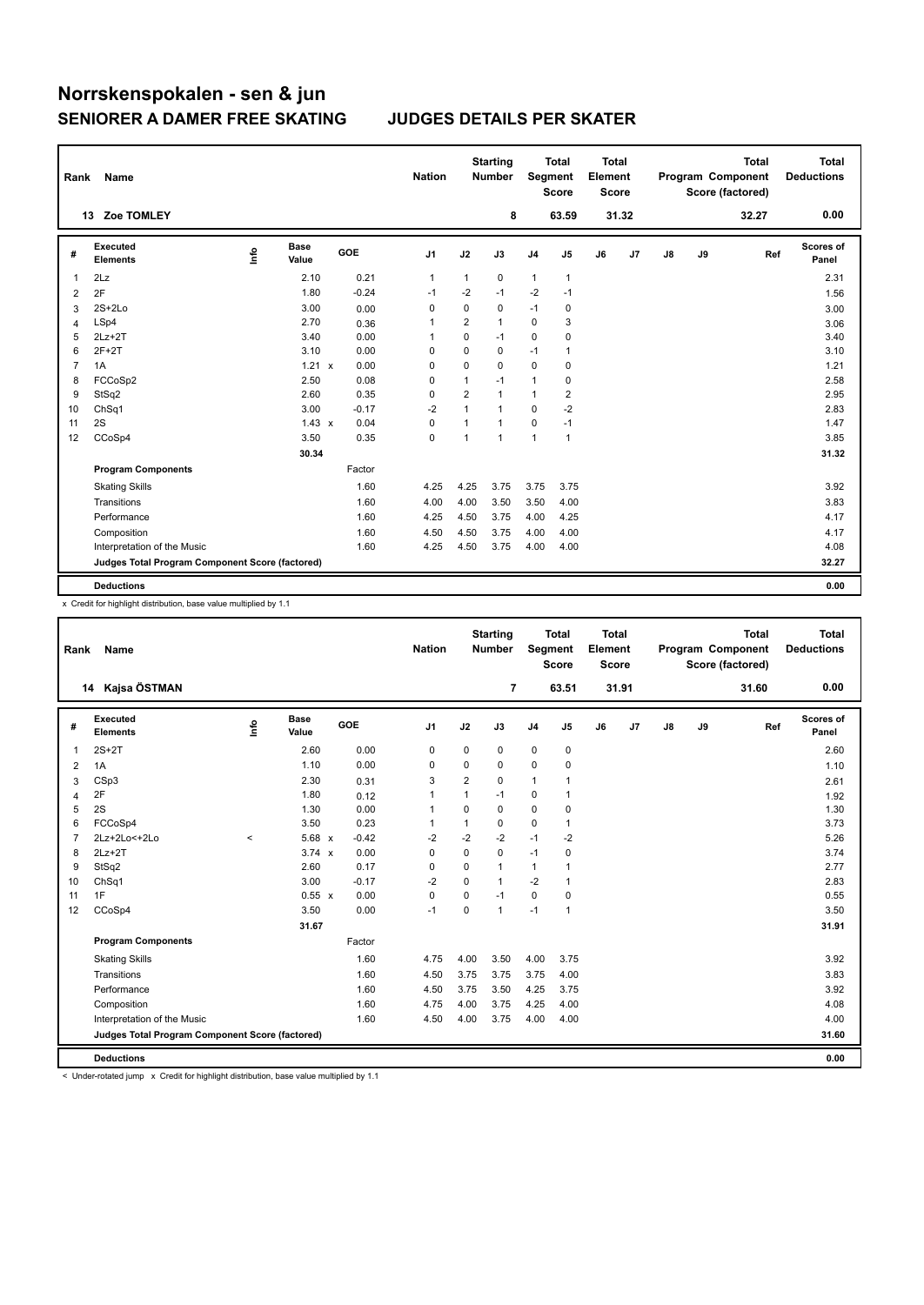# Norrskenspokalen - sen & jun

## SENIORER A DAMER FREE SKATING — JUDGES DETAILS PER SKATER

| Rank | Name | Nation | Starting Number | Total Segment Score | Total Element Score | Total Program Component Score (factored) | Total Deductions |
|---|---|---|---|---|---|---|---|
| 13 | Zoe TOMLEY | | 8 | 63.59 | 31.32 | 32.27 | 0.00 |

| # | Executed Elements | Info | Base Value | GOE | J1 | J2 | J3 | J4 | J5 | J6 | J7 | J8 | J9 | Ref | Scores of Panel |
|---|---|---|---|---|---|---|---|---|---|---|---|---|---|---|---|
| 1 | 2Lz | | 2.10 | 0.21 | 1 | 1 | 0 | 1 | 1 | | | | | | 2.31 |
| 2 | 2F | | 1.80 | -0.24 | -1 | -2 | -1 | -2 | -1 | | | | | | 1.56 |
| 3 | 2S+2Lo | | 3.00 | 0.00 | 0 | 0 | 0 | -1 | 0 | | | | | | 3.00 |
| 4 | LSp4 | | 2.70 | 0.36 | 1 | 2 | 1 | 0 | 3 | | | | | | 3.06 |
| 5 | 2Lz+2T | | 3.40 | 0.00 | 1 | 0 | -1 | 0 | 0 | | | | | | 3.40 |
| 6 | 2F+2T | | 3.10 | 0.00 | 0 | 0 | 0 | -1 | 1 | | | | | | 3.10 |
| 7 | 1A | | 1.21 x | 0.00 | 0 | 0 | 0 | 0 | 0 | | | | | | 1.21 |
| 8 | FCCoSp2 | | 2.50 | 0.08 | 0 | 1 | -1 | 1 | 0 | | | | | | 2.58 |
| 9 | StSq2 | | 2.60 | 0.35 | 0 | 2 | 1 | 1 | 2 | | | | | | 2.95 |
| 10 | ChSq1 | | 3.00 | -0.17 | -2 | 1 | 1 | 0 | -2 | | | | | | 2.83 |
| 11 | 2S | | 1.43 x | 0.04 | 0 | 1 | 1 | 0 | -1 | | | | | | 1.47 |
| 12 | CCoSp4 | | 3.50 | 0.35 | 0 | 1 | 1 | 1 | 1 | | | | | | 3.85 |
| | | | 30.34 | | | | | | | | | | | | 31.32 |

| Program Components | Factor | J1 | J2 | J3 | J4 | J5 | J6 | J7 | J8 | J9 | Scores of Panel |
|---|---|---|---|---|---|---|---|---|---|---|---|
| Skating Skills | 1.60 | 4.25 | 4.25 | 3.75 | 3.75 | 3.75 | | | | | 3.92 |
| Transitions | 1.60 | 4.00 | 4.00 | 3.50 | 3.50 | 4.00 | | | | | 3.83 |
| Performance | 1.60 | 4.25 | 4.50 | 3.75 | 4.00 | 4.25 | | | | | 4.17 |
| Composition | 1.60 | 4.50 | 4.50 | 3.75 | 4.00 | 4.00 | | | | | 4.17 |
| Interpretation of the Music | 1.60 | 4.25 | 4.50 | 3.75 | 4.00 | 4.00 | | | | | 4.08 |
| Judges Total Program Component Score (factored) | | | | | | | | | | | 32.27 |
| Deductions | | | | | | | | | | | 0.00 |

x Credit for highlight distribution, base value multiplied by 1.1

| Rank | Name | Nation | Starting Number | Total Segment Score | Total Element Score | Total Program Component Score (factored) | Total Deductions |
|---|---|---|---|---|---|---|---|
| 14 | Kajsa ÖSTMAN | | 7 | 63.51 | 31.91 | 31.60 | 0.00 |

| # | Executed Elements | Info | Base Value | GOE | J1 | J2 | J3 | J4 | J5 | J6 | J7 | J8 | J9 | Ref | Scores of Panel |
|---|---|---|---|---|---|---|---|---|---|---|---|---|---|---|---|
| 1 | 2S+2T | | 2.60 | 0.00 | 0 | 0 | 0 | 0 | 0 | | | | | | 2.60 |
| 2 | 1A | | 1.10 | 0.00 | 0 | 0 | 0 | 0 | 0 | | | | | | 1.10 |
| 3 | CSp3 | | 2.30 | 0.31 | 3 | 2 | 0 | 1 | 1 | | | | | | 2.61 |
| 4 | 2F | | 1.80 | 0.12 | 1 | 1 | -1 | 0 | 1 | | | | | | 1.92 |
| 5 | 2S | | 1.30 | 0.00 | 1 | 0 | 0 | 0 | 0 | | | | | | 1.30 |
| 6 | FCCoSp4 | | 3.50 | 0.23 | 1 | 1 | 0 | 0 | 1 | | | | | | 3.73 |
| 7 | 2Lz+2Lo<+2Lo | < | 5.68 x | -0.42 | -2 | -2 | -2 | -1 | -2 | | | | | | 5.26 |
| 8 | 2Lz+2T | | 3.74 x | 0.00 | 0 | 0 | 0 | -1 | 0 | | | | | | 3.74 |
| 9 | StSq2 | | 2.60 | 0.17 | 0 | 0 | 1 | 1 | 1 | | | | | | 2.77 |
| 10 | ChSq1 | | 3.00 | -0.17 | -2 | 0 | 1 | -2 | 1 | | | | | | 2.83 |
| 11 | 1F | | 0.55 x | 0.00 | 0 | 0 | -1 | 0 | 0 | | | | | | 0.55 |
| 12 | CCoSp4 | | 3.50 | 0.00 | -1 | 0 | 1 | -1 | 1 | | | | | | 3.50 |
| | | | 31.67 | | | | | | | | | | | | 31.91 |

| Program Components | Factor | J1 | J2 | J3 | J4 | J5 | J6 | J7 | J8 | J9 | Scores of Panel |
|---|---|---|---|---|---|---|---|---|---|---|---|
| Skating Skills | 1.60 | 4.75 | 4.00 | 3.50 | 4.00 | 3.75 | | | | | 3.92 |
| Transitions | 1.60 | 4.50 | 3.75 | 3.75 | 3.75 | 4.00 | | | | | 3.83 |
| Performance | 1.60 | 4.50 | 3.75 | 3.50 | 4.25 | 3.75 | | | | | 3.92 |
| Composition | 1.60 | 4.75 | 4.00 | 3.75 | 4.25 | 4.00 | | | | | 4.08 |
| Interpretation of the Music | 1.60 | 4.50 | 4.00 | 3.75 | 4.00 | 4.00 | | | | | 4.00 |
| Judges Total Program Component Score (factored) | | | | | | | | | | | 31.60 |
| Deductions | | | | | | | | | | | 0.00 |

< Under-rotated jump x Credit for highlight distribution, base value multiplied by 1.1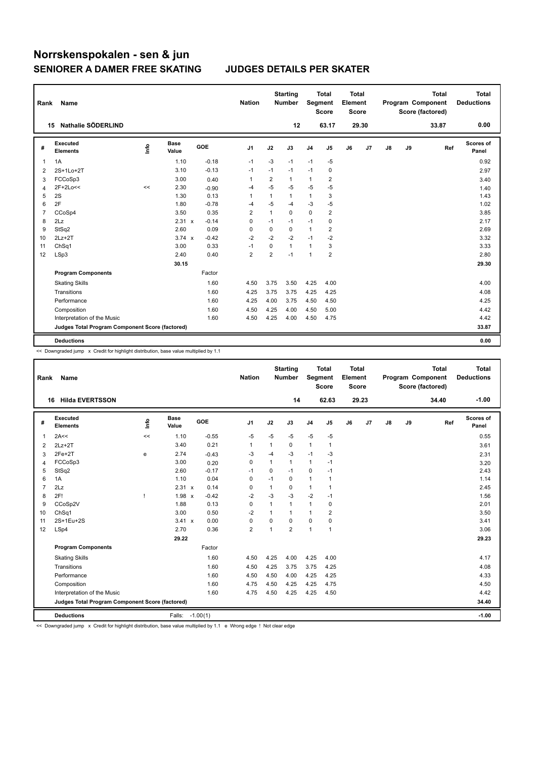# Norrskenspokalen - sen & jun

## SENIORER A DAMER FREE SKATING — JUDGES DETAILS PER SKATER

| Rank | Name | Nation | Starting Number | Total Segment Score | Total Element Score | Total Program Component Score (factored) | Total Deductions |
|---|---|---|---|---|---|---|---|
| 15 | Nathalie SÖDERLIND | | 12 | 63.17 | 29.30 | 33.87 | 0.00 |

| # | Executed Elements | Info | Base Value | | GOE | J1 | J2 | J3 | J4 | J5 | J6 | J7 | J8 | J9 | Ref | Scores of Panel |
|---|---|---|---|---|---|---|---|---|---|---|---|---|---|---|---|---|
| 1 | 1A | | 1.10 | | -0.18 | -1 | -3 | -1 | -1 | -5 | | | | | | 0.92 |
| 2 | 2S+1Lo+2T | | 3.10 | | -0.13 | -1 | -1 | -1 | -1 | 0 | | | | | | 2.97 |
| 3 | FCCoSp3 | | 3.00 | | 0.40 | 1 | 2 | 1 | 1 | 2 | | | | | | 3.40 |
| 4 | 2F+2Lo<< | << | 2.30 | | -0.90 | -4 | -5 | -5 | -5 | -5 | | | | | | 1.40 |
| 5 | 2S | | 1.30 | | 0.13 | 1 | 1 | 1 | 1 | 3 | | | | | | 1.43 |
| 6 | 2F | | 1.80 | | -0.78 | -4 | -5 | -4 | -3 | -5 | | | | | | 1.02 |
| 7 | CCoSp4 | | 3.50 | | 0.35 | 2 | 1 | 0 | 0 | 2 | | | | | | 3.85 |
| 8 | 2Lz | | 2.31 | x | -0.14 | 0 | -1 | -1 | -1 | 0 | | | | | | 2.17 |
| 9 | StSq2 | | 2.60 | | 0.09 | 0 | 0 | 0 | 1 | 2 | | | | | | 2.69 |
| 10 | 2Lz+2T | | 3.74 | x | -0.42 | -2 | -2 | -2 | -1 | -2 | | | | | | 3.32 |
| 11 | ChSq1 | | 3.00 | | 0.33 | -1 | 0 | 1 | 1 | 3 | | | | | | 3.33 |
| 12 | LSp3 | | 2.40 | | 0.40 | 2 | 2 | -1 | 1 | 2 | | | | | | 2.80 |
| | | | 30.15 | | | | | | | | | | | | | 29.30 |
| | **Program Components** | | | | Factor | | | | | | | | | | | |
| | Skating Skills | | | | 1.60 | 4.50 | 3.75 | 3.50 | 4.25 | 4.00 | | | | | | 4.00 |
| | Transitions | | | | 1.60 | 4.25 | 3.75 | 3.75 | 4.25 | 4.25 | | | | | | 4.08 |
| | Performance | | | | 1.60 | 4.25 | 4.00 | 3.75 | 4.50 | 4.50 | | | | | | 4.25 |
| | Composition | | | | 1.60 | 4.50 | 4.25 | 4.00 | 4.50 | 5.00 | | | | | | 4.42 |
| | Interpretation of the Music | | | | 1.60 | 4.50 | 4.25 | 4.00 | 4.50 | 4.75 | | | | | | 4.42 |
| | **Judges Total Program Component Score (factored)** | | | | | | | | | | | | | | | 33.87 |
| | **Deductions** | | | | | | | | | | | | | | | 0.00 |

<< Downgraded jump x Credit for highlight distribution, base value multiplied by 1.1

| Rank | Name | Nation | Starting Number | Total Segment Score | Total Element Score | Total Program Component Score (factored) | Total Deductions |
|---|---|---|---|---|---|---|---|
| 16 | Hilda EVERTSSON | | 14 | 62.63 | 29.23 | 34.40 | -1.00 |

| # | Executed Elements | Info | Base Value | | GOE | J1 | J2 | J3 | J4 | J5 | J6 | J7 | J8 | J9 | Ref | Scores of Panel |
|---|---|---|---|---|---|---|---|---|---|---|---|---|---|---|---|---|
| 1 | 2A<< | << | 1.10 | | -0.55 | -5 | -5 | -5 | -5 | -5 | | | | | | 0.55 |
| 2 | 2Lz+2T | | 3.40 | | 0.21 | 1 | 1 | 0 | 1 | 1 | | | | | | 3.61 |
| 3 | 2Fe+2T | e | 2.74 | | -0.43 | -3 | -4 | -3 | -1 | -3 | | | | | | 2.31 |
| 4 | FCCoSp3 | | 3.00 | | 0.20 | 0 | 1 | 1 | 1 | -1 | | | | | | 3.20 |
| 5 | StSq2 | | 2.60 | | -0.17 | -1 | 0 | -1 | 0 | -1 | | | | | | 2.43 |
| 6 | 1A | | 1.10 | | 0.04 | 0 | -1 | 0 | 1 | 1 | | | | | | 1.14 |
| 7 | 2Lz | | 2.31 | x | 0.14 | 0 | 1 | 0 | 1 | 1 | | | | | | 2.45 |
| 8 | 2F! | ! | 1.98 | x | -0.42 | -2 | -3 | -3 | -2 | -1 | | | | | | 1.56 |
| 9 | CCoSp2V | | 1.88 | | 0.13 | 0 | 1 | 1 | 1 | 0 | | | | | | 2.01 |
| 10 | ChSq1 | | 3.00 | | 0.50 | -2 | 1 | 1 | 1 | 2 | | | | | | 3.50 |
| 11 | 2S+1Eu+2S | | 3.41 | x | 0.00 | 0 | 0 | 0 | 0 | 0 | | | | | | 3.41 |
| 12 | LSp4 | | 2.70 | | 0.36 | 2 | 1 | 2 | 1 | 1 | | | | | | 3.06 |
| | | | 29.22 | | | | | | | | | | | | | 29.23 |
| | **Program Components** | | | | Factor | | | | | | | | | | | |
| | Skating Skills | | | | 1.60 | 4.50 | 4.25 | 4.00 | 4.25 | 4.00 | | | | | | 4.17 |
| | Transitions | | | | 1.60 | 4.50 | 4.25 | 3.75 | 3.75 | 4.25 | | | | | | 4.08 |
| | Performance | | | | 1.60 | 4.50 | 4.50 | 4.00 | 4.25 | 4.25 | | | | | | 4.33 |
| | Composition | | | | 1.60 | 4.75 | 4.50 | 4.25 | 4.25 | 4.75 | | | | | | 4.50 |
| | Interpretation of the Music | | | | 1.60 | 4.75 | 4.50 | 4.25 | 4.25 | 4.50 | | | | | | 4.42 |
| | **Judges Total Program Component Score (factored)** | | | | | | | | | | | | | | | 34.40 |
| | **Deductions** | | Falls: | | -1.00(1) | | | | | | | | | | | -1.00 |

<< Downgraded jump x Credit for highlight distribution, base value multiplied by 1.1 e Wrong edge ! Not clear edge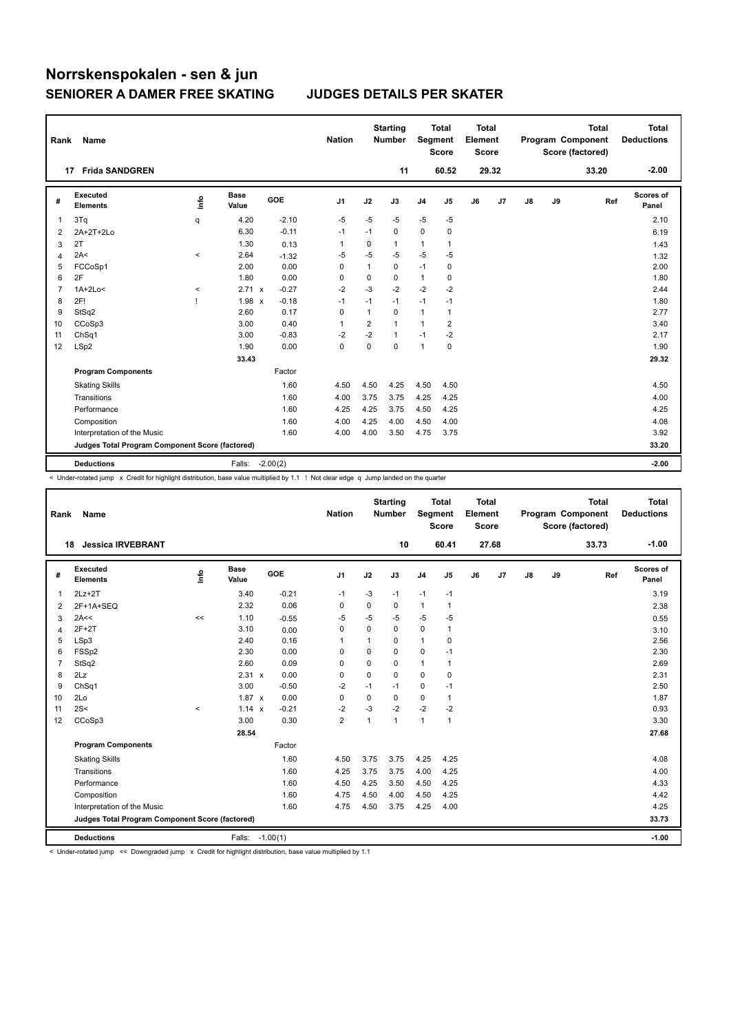# Norrskenspokalen - sen & jun

## SENIORER A DAMER FREE SKATING

## JUDGES DETAILS PER SKATER

| Rank | Name | Nation | Starting Number | Total Segment Score | Total Element Score | Total Program Component Score (factored) | Total Deductions |
|---|---|---|---|---|---|---|---|
| 17 | Frida SANDGREN | | 11 | 60.52 | 29.32 | 33.20 | -2.00 |

| # | Executed Elements | Info | Base Value | | GOE | J1 | J2 | J3 | J4 | J5 | J6 | J7 | J8 | J9 | Ref | Scores of Panel |
|---|---|---|---|---|---|---|---|---|---|---|---|---|---|---|---|---|
| 1 | 3Tq | q | 4.20 | | -2.10 | -5 | -5 | -5 | -5 | -5 | | | | | | 2.10 |
| 2 | 2A+2T+2Lo | | 6.30 | | -0.11 | -1 | -1 | 0 | 0 | 0 | | | | | | 6.19 |
| 3 | 2T | | 1.30 | | 0.13 | 1 | 0 | 1 | 1 | 1 | | | | | | 1.43 |
| 4 | 2A< | < | 2.64 | | -1.32 | -5 | -5 | -5 | -5 | -5 | | | | | | 1.32 |
| 5 | FCCoSp1 | | 2.00 | | 0.00 | 0 | 1 | 0 | -1 | 0 | | | | | | 2.00 |
| 6 | 2F | | 1.80 | | 0.00 | 0 | 0 | 0 | 1 | 0 | | | | | | 1.80 |
| 7 | 1A+2Lo< | < | 2.71 | x | -0.27 | -2 | -3 | -2 | -2 | -2 | | | | | | 2.44 |
| 8 | 2F! | ! | 1.98 | x | -0.18 | -1 | -1 | -1 | -1 | -1 | | | | | | 1.80 |
| 9 | StSq2 | | 2.60 | | 0.17 | 0 | 1 | 0 | 1 | 1 | | | | | | 2.77 |
| 10 | CCoSp3 | | 3.00 | | 0.40 | 1 | 2 | 1 | 1 | 2 | | | | | | 3.40 |
| 11 | ChSq1 | | 3.00 | | -0.83 | -2 | -2 | 1 | -1 | -2 | | | | | | 2.17 |
| 12 | LSp2 | | 1.90 | | 0.00 | 0 | 0 | 0 | 1 | 0 | | | | | | 1.90 |
| | | | 33.43 | | | | | | | | | | | | | 29.32 |
| | **Program Components** | | | | Factor | | | | | | | | | | | |
| | Skating Skills | | | | 1.60 | 4.50 | 4.50 | 4.25 | 4.50 | 4.50 | | | | | | 4.50 |
| | Transitions | | | | 1.60 | 4.00 | 3.75 | 3.75 | 4.25 | 4.25 | | | | | | 4.00 |
| | Performance | | | | 1.60 | 4.25 | 4.25 | 3.75 | 4.50 | 4.25 | | | | | | 4.25 |
| | Composition | | | | 1.60 | 4.00 | 4.25 | 4.00 | 4.50 | 4.00 | | | | | | 4.08 |
| | Interpretation of the Music | | | | 1.60 | 4.00 | 4.00 | 3.50 | 4.75 | 3.75 | | | | | | 3.92 |
| | **Judges Total Program Component Score (factored)** | | | | | | | | | | | | | | | 33.20 |
| | **Deductions** | | Falls: | | -2.00(2) | | | | | | | | | | | -2.00 |

< Under-rotated jump x Credit for highlight distribution, base value multiplied by 1.1 ! Not clear edge q Jump landed on the quarter

| Rank | Name | Nation | Starting Number | Total Segment Score | Total Element Score | Total Program Component Score (factored) | Total Deductions |
|---|---|---|---|---|---|---|---|
| 18 | Jessica IRVEBRANT | | 10 | 60.41 | 27.68 | 33.73 | -1.00 |

| # | Executed Elements | Info | Base Value | | GOE | J1 | J2 | J3 | J4 | J5 | J6 | J7 | J8 | J9 | Ref | Scores of Panel |
|---|---|---|---|---|---|---|---|---|---|---|---|---|---|---|---|---|
| 1 | 2Lz+2T | | 3.40 | | -0.21 | -1 | -3 | -1 | -1 | -1 | | | | | | 3.19 |
| 2 | 2F+1A+SEQ | | 2.32 | | 0.06 | 0 | 0 | 0 | 1 | 1 | | | | | | 2.38 |
| 3 | 2A<< | << | 1.10 | | -0.55 | -5 | -5 | -5 | -5 | -5 | | | | | | 0.55 |
| 4 | 2F+2T | | 3.10 | | 0.00 | 0 | 0 | 0 | 0 | 1 | | | | | | 3.10 |
| 5 | LSp3 | | 2.40 | | 0.16 | 1 | 1 | 0 | 1 | 0 | | | | | | 2.56 |
| 6 | FSSp2 | | 2.30 | | 0.00 | 0 | 0 | 0 | 0 | -1 | | | | | | 2.30 |
| 7 | StSq2 | | 2.60 | | 0.09 | 0 | 0 | 0 | 1 | 1 | | | | | | 2.69 |
| 8 | 2Lz | | 2.31 | x | 0.00 | 0 | 0 | 0 | 0 | 0 | | | | | | 2.31 |
| 9 | ChSq1 | | 3.00 | | -0.50 | -2 | -1 | -1 | 0 | -1 | | | | | | 2.50 |
| 10 | 2Lo | | 1.87 | x | 0.00 | 0 | 0 | 0 | 0 | 1 | | | | | | 1.87 |
| 11 | 2S< | < | 1.14 | x | -0.21 | -2 | -3 | -2 | -2 | -2 | | | | | | 0.93 |
| 12 | CCoSp3 | | 3.00 | | 0.30 | 2 | 1 | 1 | 1 | 1 | | | | | | 3.30 |
| | | | 28.54 | | | | | | | | | | | | | 27.68 |
| | **Program Components** | | | | Factor | | | | | | | | | | | |
| | Skating Skills | | | | 1.60 | 4.50 | 3.75 | 3.75 | 4.25 | 4.25 | | | | | | 4.08 |
| | Transitions | | | | 1.60 | 4.25 | 3.75 | 3.75 | 4.00 | 4.25 | | | | | | 4.00 |
| | Performance | | | | 1.60 | 4.50 | 4.25 | 3.50 | 4.50 | 4.25 | | | | | | 4.33 |
| | Composition | | | | 1.60 | 4.75 | 4.50 | 4.00 | 4.50 | 4.25 | | | | | | 4.42 |
| | Interpretation of the Music | | | | 1.60 | 4.75 | 4.50 | 3.75 | 4.25 | 4.00 | | | | | | 4.25 |
| | **Judges Total Program Component Score (factored)** | | | | | | | | | | | | | | | 33.73 |
| | **Deductions** | | Falls: | | -1.00(1) | | | | | | | | | | | -1.00 |

< Under-rotated jump << Downgraded jump x Credit for highlight distribution, base value multiplied by 1.1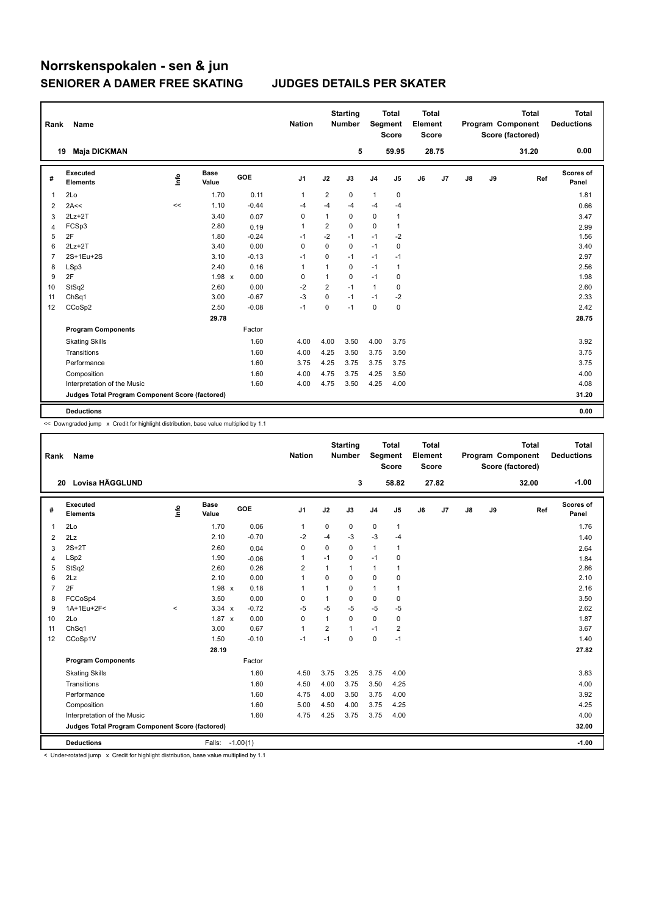# Norrskenspokalen - sen & jun

## SENIORER A DAMER FREE SKATING — JUDGES DETAILS PER SKATER

| Rank | Name | Nation | Starting Number | Total Segment Score | Total Element Score | Total Program Component Score (factored) | Total Deductions |
|---|---|---|---|---|---|---|---|
| 19 | Maja DICKMAN | | 5 | 59.95 | 28.75 | 31.20 | 0.00 |

| # | Executed Elements | Info | Base Value | GOE | J1 | J2 | J3 | J4 | J5 | J6 | J7 | J8 | J9 | Ref | Scores of Panel |
|---|---|---|---|---|---|---|---|---|---|---|---|---|---|---|---|
| 1 | 2Lo | | 1.70 | 0.11 | 1 | 2 | 0 | 1 | 0 | | | | | | 1.81 |
| 2 | 2A<< | << | 1.10 | -0.44 | -4 | -4 | -4 | -4 | -4 | | | | | | 0.66 |
| 3 | 2Lz+2T | | 3.40 | 0.07 | 0 | 1 | 0 | 0 | 1 | | | | | | 3.47 |
| 4 | FCSp3 | | 2.80 | 0.19 | 1 | 2 | 0 | 0 | 1 | | | | | | 2.99 |
| 5 | 2F | | 1.80 | -0.24 | -1 | -2 | -1 | -1 | -2 | | | | | | 1.56 |
| 6 | 2Lz+2T | | 3.40 | 0.00 | 0 | 0 | 0 | -1 | 0 | | | | | | 3.40 |
| 7 | 2S+1Eu+2S | | 3.10 | -0.13 | -1 | 0 | -1 | -1 | -1 | | | | | | 2.97 |
| 8 | LSp3 | | 2.40 | 0.16 | 1 | 1 | 0 | -1 | 1 | | | | | | 2.56 |
| 9 | 2F | | 1.98 x | 0.00 | 0 | 1 | 0 | -1 | 0 | | | | | | 1.98 |
| 10 | StSq2 | | 2.60 | 0.00 | -2 | 2 | -1 | 1 | 0 | | | | | | 2.60 |
| 11 | ChSq1 | | 3.00 | -0.67 | -3 | 0 | -1 | -1 | -2 | | | | | | 2.33 |
| 12 | CCoSp2 | | 2.50 | -0.08 | -1 | 0 | -1 | 0 | 0 | | | | | | 2.42 |
| | | | 29.78 | | | | | | | | | | | | 28.75 |

| Program Components | Factor | J1 | J2 | J3 | J4 | J5 | J6 | J7 | J8 | J9 | Scores of Panel |
|---|---|---|---|---|---|---|---|---|---|---|---|
| Skating Skills | 1.60 | 4.00 | 4.00 | 3.50 | 4.00 | 3.75 | | | | | 3.92 |
| Transitions | 1.60 | 4.00 | 4.25 | 3.50 | 3.75 | 3.50 | | | | | 3.75 |
| Performance | 1.60 | 3.75 | 4.25 | 3.75 | 3.75 | 3.75 | | | | | 3.75 |
| Composition | 1.60 | 4.00 | 4.75 | 3.75 | 4.25 | 3.50 | | | | | 4.00 |
| Interpretation of the Music | 1.60 | 4.00 | 4.75 | 3.50 | 4.25 | 4.00 | | | | | 4.08 |
| Judges Total Program Component Score (factored) | | | | | | | | | | | 31.20 |
| Deductions | | | | | | | | | | | 0.00 |

<< Downgraded jump x Credit for highlight distribution, base value multiplied by 1.1

| Rank | Name | Nation | Starting Number | Total Segment Score | Total Element Score | Total Program Component Score (factored) | Total Deductions |
|---|---|---|---|---|---|---|---|
| 20 | Lovisa HÄGGLUND | | 3 | 58.82 | 27.82 | 32.00 | -1.00 |

| # | Executed Elements | Info | Base Value | GOE | J1 | J2 | J3 | J4 | J5 | J6 | J7 | J8 | J9 | Ref | Scores of Panel |
|---|---|---|---|---|---|---|---|---|---|---|---|---|---|---|---|
| 1 | 2Lo | | 1.70 | 0.06 | 1 | 0 | 0 | 0 | 1 | | | | | | 1.76 |
| 2 | 2Lz | | 2.10 | -0.70 | -2 | -4 | -3 | -3 | -4 | | | | | | 1.40 |
| 3 | 2S+2T | | 2.60 | 0.04 | 0 | 0 | 0 | 1 | 1 | | | | | | 2.64 |
| 4 | LSp2 | | 1.90 | -0.06 | 1 | -1 | 0 | -1 | 0 | | | | | | 1.84 |
| 5 | StSq2 | | 2.60 | 0.26 | 2 | 1 | 1 | 1 | 1 | | | | | | 2.86 |
| 6 | 2Lz | | 2.10 | 0.00 | 1 | 0 | 0 | 0 | 0 | | | | | | 2.10 |
| 7 | 2F | | 1.98 x | 0.18 | 1 | 1 | 0 | 1 | 1 | | | | | | 2.16 |
| 8 | FCCoSp4 | | 3.50 | 0.00 | 0 | 1 | 0 | 0 | 0 | | | | | | 3.50 |
| 9 | 1A+1Eu+2F< | < | 3.34 x | -0.72 | -5 | -5 | -5 | -5 | -5 | | | | | | 2.62 |
| 10 | 2Lo | | 1.87 x | 0.00 | 0 | 1 | 0 | 0 | 0 | | | | | | 1.87 |
| 11 | ChSq1 | | 3.00 | 0.67 | 1 | 2 | 1 | -1 | 2 | | | | | | 3.67 |
| 12 | CCoSp1V | | 1.50 | -0.10 | -1 | -1 | 0 | 0 | -1 | | | | | | 1.40 |
| | | | 28.19 | | | | | | | | | | | | 27.82 |

| Program Components | Factor | J1 | J2 | J3 | J4 | J5 | J6 | J7 | J8 | J9 | Scores of Panel |
|---|---|---|---|---|---|---|---|---|---|---|---|
| Skating Skills | 1.60 | 4.50 | 3.75 | 3.25 | 3.75 | 4.00 | | | | | 3.83 |
| Transitions | 1.60 | 4.50 | 4.00 | 3.75 | 3.50 | 4.25 | | | | | 4.00 |
| Performance | 1.60 | 4.75 | 4.00 | 3.50 | 3.75 | 4.00 | | | | | 3.92 |
| Composition | 1.60 | 5.00 | 4.50 | 4.00 | 3.75 | 4.25 | | | | | 4.25 |
| Interpretation of the Music | 1.60 | 4.75 | 4.25 | 3.75 | 3.75 | 4.00 | | | | | 4.00 |
| Judges Total Program Component Score (factored) | | | | | | | | | | | 32.00 |
| Deductions | Falls: -1.00(1) | | | | | | | | | | -1.00 |

< Under-rotated jump x Credit for highlight distribution, base value multiplied by 1.1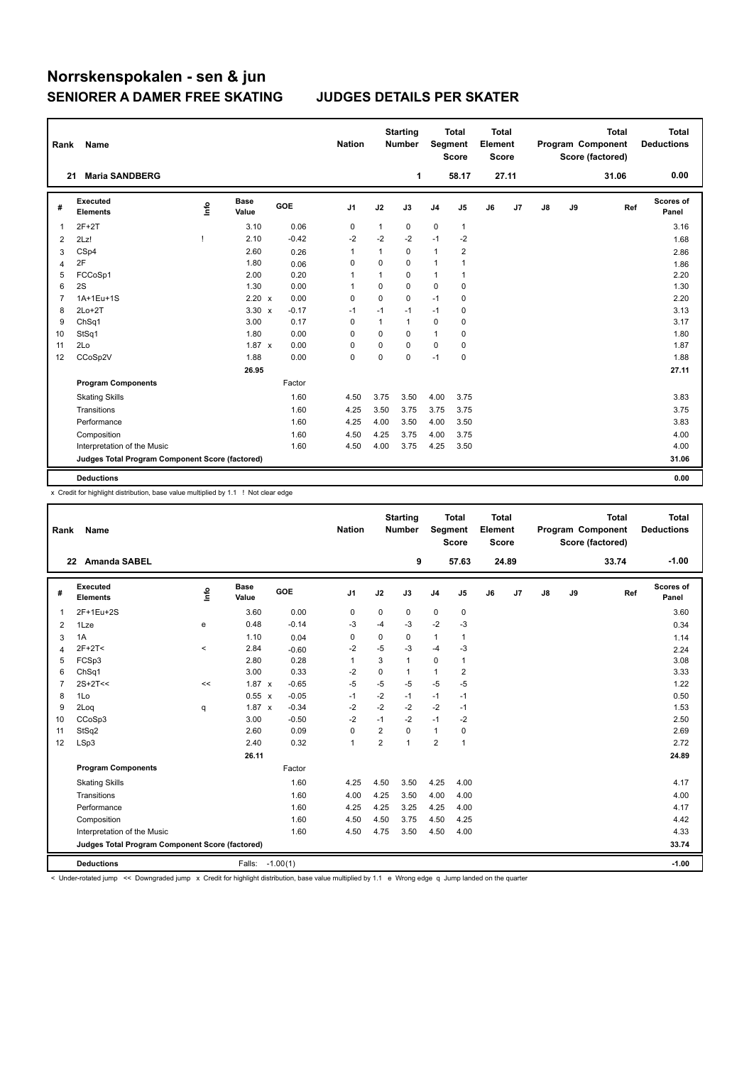# Norrskenspokalen - sen & jun

## SENIORER A DAMER FREE SKATING — JUDGES DETAILS PER SKATER

| Rank | Name | Nation | Starting Number | Total Segment Score | Total Element Score | Total Program Component Score (factored) | Total Deductions |
|---|---|---|---|---|---|---|---|
| 21 | Maria SANDBERG | | 1 | 58.17 | 27.11 | 31.06 | 0.00 |

| # | Executed Elements | Info | Base Value | | GOE | J1 | J2 | J3 | J4 | J5 | J6 | J7 | J8 | J9 | Ref | Scores of Panel |
|---|---|---|---|---|---|---|---|---|---|---|---|---|---|---|---|---|
| 1 | 2F+2T | | 3.10 | | 0.06 | 0 | 1 | 0 | 0 | 1 | | | | | | 3.16 |
| 2 | 2Lz! | ! | 2.10 | | -0.42 | -2 | -2 | -2 | -1 | -2 | | | | | | 1.68 |
| 3 | CSp4 | | 2.60 | | 0.26 | 1 | 1 | 0 | 1 | 2 | | | | | | 2.86 |
| 4 | 2F | | 1.80 | | 0.06 | 0 | 0 | 0 | 1 | 1 | | | | | | 1.86 |
| 5 | FCCoSp1 | | 2.00 | | 0.20 | 1 | 1 | 0 | 1 | 1 | | | | | | 2.20 |
| 6 | 2S | | 1.30 | | 0.00 | 1 | 0 | 0 | 0 | 0 | | | | | | 1.30 |
| 7 | 1A+1Eu+1S | | 2.20 | x | 0.00 | 0 | 0 | 0 | -1 | 0 | | | | | | 2.20 |
| 8 | 2Lo+2T | | 3.30 | x | -0.17 | -1 | -1 | -1 | -1 | 0 | | | | | | 3.13 |
| 9 | ChSq1 | | 3.00 | | 0.17 | 0 | 1 | 1 | 0 | 0 | | | | | | 3.17 |
| 10 | StSq1 | | 1.80 | | 0.00 | 0 | 0 | 0 | 1 | 0 | | | | | | 1.80 |
| 11 | 2Lo | | 1.87 | x | 0.00 | 0 | 0 | 0 | 0 | 0 | | | | | | 1.87 |
| 12 | CCoSp2V | | 1.88 | | 0.00 | 0 | 0 | 0 | -1 | 0 | | | | | | 1.88 |
| | | | 26.95 | | | | | | | | | | | | | 27.11 |
| | **Program Components** | | | | Factor | | | | | | | | | | | |
| | Skating Skills | | | | 1.60 | 4.50 | 3.75 | 3.50 | 4.00 | 3.75 | | | | | | 3.83 |
| | Transitions | | | | 1.60 | 4.25 | 3.50 | 3.75 | 3.75 | 3.75 | | | | | | 3.75 |
| | Performance | | | | 1.60 | 4.25 | 4.00 | 3.50 | 4.00 | 3.50 | | | | | | 3.83 |
| | Composition | | | | 1.60 | 4.50 | 4.25 | 3.75 | 4.00 | 3.75 | | | | | | 4.00 |
| | Interpretation of the Music | | | | 1.60 | 4.50 | 4.00 | 3.75 | 4.25 | 3.50 | | | | | | 4.00 |
| | **Judges Total Program Component Score (factored)** | | | | | | | | | | | | | | | 31.06 |
| | **Deductions** | | | | | | | | | | | | | | | 0.00 |

x Credit for highlight distribution, base value multiplied by 1.1 ! Not clear edge

| Rank | Name | Nation | Starting Number | Total Segment Score | Total Element Score | Total Program Component Score (factored) | Total Deductions |
|---|---|---|---|---|---|---|---|
| 22 | Amanda SABEL | | 9 | 57.63 | 24.89 | 33.74 | -1.00 |

| # | Executed Elements | Info | Base Value | | GOE | J1 | J2 | J3 | J4 | J5 | J6 | J7 | J8 | J9 | Ref | Scores of Panel |
|---|---|---|---|---|---|---|---|---|---|---|---|---|---|---|---|---|
| 1 | 2F+1Eu+2S | | 3.60 | | 0.00 | 0 | 0 | 0 | 0 | 0 | | | | | | 3.60 |
| 2 | 1Lze | e | 0.48 | | -0.14 | -3 | -4 | -3 | -2 | -3 | | | | | | 0.34 |
| 3 | 1A | | 1.10 | | 0.04 | 0 | 0 | 0 | 1 | 1 | | | | | | 1.14 |
| 4 | 2F+2T< | < | 2.84 | | -0.60 | -2 | -5 | -3 | -4 | -3 | | | | | | 2.24 |
| 5 | FCSp3 | | 2.80 | | 0.28 | 1 | 3 | 1 | 0 | 1 | | | | | | 3.08 |
| 6 | ChSq1 | | 3.00 | | 0.33 | -2 | 0 | 1 | 1 | 2 | | | | | | 3.33 |
| 7 | 2S+2T<< | << | 1.87 | x | -0.65 | -5 | -5 | -5 | -5 | -5 | | | | | | 1.22 |
| 8 | 1Lo | | 0.55 | x | -0.05 | -1 | -2 | -1 | -1 | -1 | | | | | | 0.50 |
| 9 | 2Loq | q | 1.87 | x | -0.34 | -2 | -2 | -2 | -2 | -1 | | | | | | 1.53 |
| 10 | CCoSp3 | | 3.00 | | -0.50 | -2 | -1 | -2 | -1 | -2 | | | | | | 2.50 |
| 11 | StSq2 | | 2.60 | | 0.09 | 0 | 2 | 0 | 1 | 0 | | | | | | 2.69 |
| 12 | LSp3 | | 2.40 | | 0.32 | 1 | 2 | 1 | 2 | 1 | | | | | | 2.72 |
| | | | 26.11 | | | | | | | | | | | | | 24.89 |
| | **Program Components** | | | | Factor | | | | | | | | | | | |
| | Skating Skills | | | | 1.60 | 4.25 | 4.50 | 3.50 | 4.25 | 4.00 | | | | | | 4.17 |
| | Transitions | | | | 1.60 | 4.00 | 4.25 | 3.50 | 4.00 | 4.00 | | | | | | 4.00 |
| | Performance | | | | 1.60 | 4.25 | 4.25 | 3.25 | 4.25 | 4.00 | | | | | | 4.17 |
| | Composition | | | | 1.60 | 4.50 | 4.50 | 3.75 | 4.50 | 4.25 | | | | | | 4.42 |
| | Interpretation of the Music | | | | 1.60 | 4.50 | 4.75 | 3.50 | 4.50 | 4.00 | | | | | | 4.33 |
| | **Judges Total Program Component Score (factored)** | | | | | | | | | | | | | | | 33.74 |
| | **Deductions** | | Falls: | | -1.00(1) | | | | | | | | | | | -1.00 |

< Under-rotated jump << Downgraded jump x Credit for highlight distribution, base value multiplied by 1.1 e Wrong edge q Jump landed on the quarter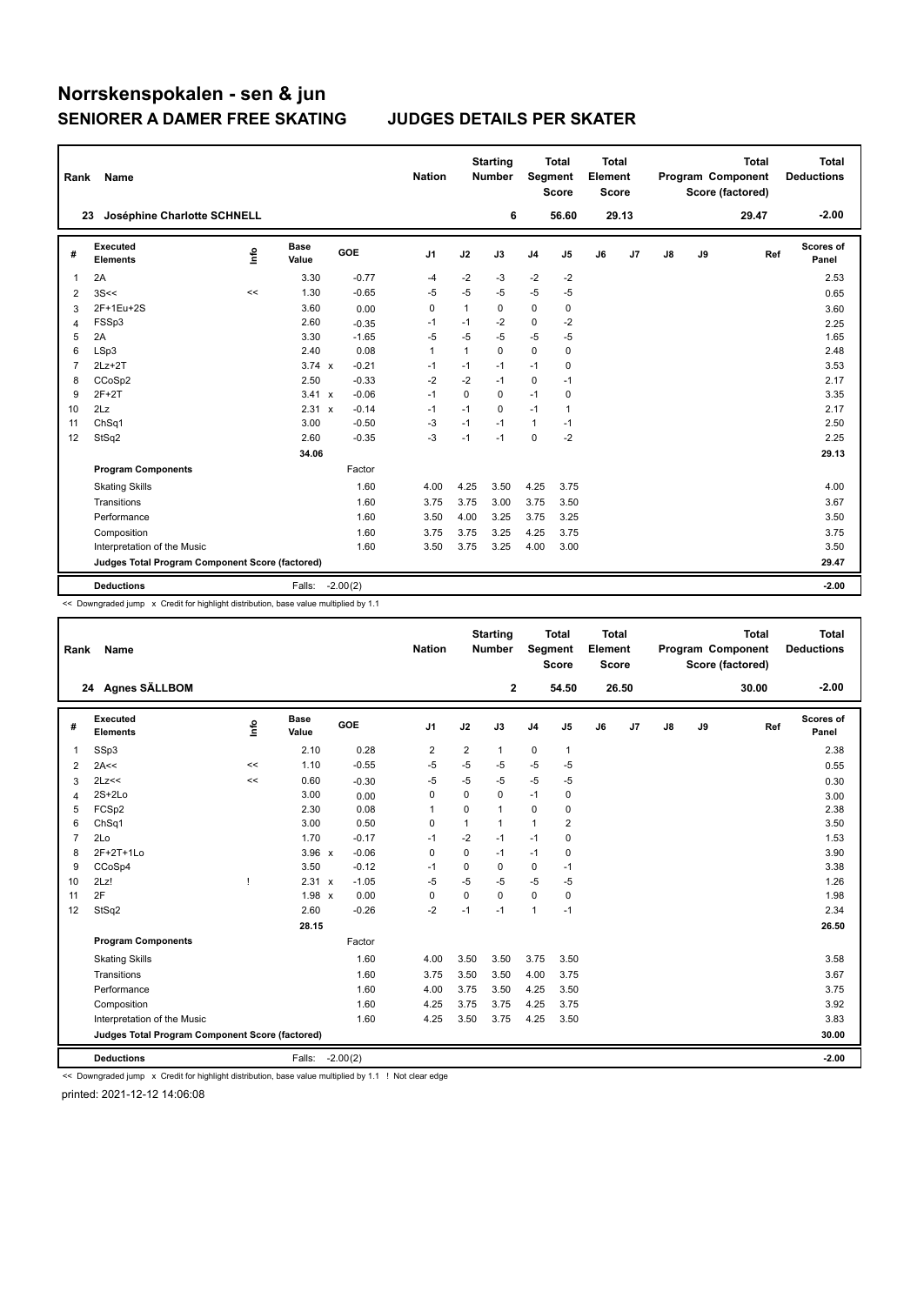# Norrskenspokalen - sen & jun

## SENIORER A DAMER FREE SKATING — JUDGES DETAILS PER SKATER

| Rank | Name | Nation | Starting Number | Total Segment Score | Total Element Score | Total Program Component Score (factored) | Total Deductions |
|---|---|---|---|---|---|---|---|
| 23 | Joséphine Charlotte SCHNELL | | 6 | 56.60 | 29.13 | 29.47 | -2.00 |

| # | Executed Elements | Info | Base Value | | GOE | J1 | J2 | J3 | J4 | J5 | J6 | J7 | J8 | J9 | Ref | Scores of Panel |
|---|---|---|---|---|---|---|---|---|---|---|---|---|---|---|---|---|
| 1 | 2A | | 3.30 | | -0.77 | -4 | -2 | -3 | -2 | -2 | | | | | | 2.53 |
| 2 | 3S<< | << | 1.30 | | -0.65 | -5 | -5 | -5 | -5 | -5 | | | | | | 0.65 |
| 3 | 2F+1Eu+2S | | 3.60 | | 0.00 | 0 | 1 | 0 | 0 | 0 | | | | | | 3.60 |
| 4 | FSSp3 | | 2.60 | | -0.35 | -1 | -1 | -2 | 0 | -2 | | | | | | 2.25 |
| 5 | 2A | | 3.30 | | -1.65 | -5 | -5 | -5 | -5 | -5 | | | | | | 1.65 |
| 6 | LSp3 | | 2.40 | | 0.08 | 1 | 1 | 0 | 0 | 0 | | | | | | 2.48 |
| 7 | 2Lz+2T | | 3.74 | x | -0.21 | -1 | -1 | -1 | -1 | 0 | | | | | | 3.53 |
| 8 | CCoSp2 | | 2.50 | | -0.33 | -2 | -2 | -1 | 0 | -1 | | | | | | 2.17 |
| 9 | 2F+2T | | 3.41 | x | -0.06 | -1 | 0 | 0 | -1 | 0 | | | | | | 3.35 |
| 10 | 2Lz | | 2.31 | x | -0.14 | -1 | -1 | 0 | -1 | 1 | | | | | | 2.17 |
| 11 | ChSq1 | | 3.00 | | -0.50 | -3 | -1 | -1 | 1 | -1 | | | | | | 2.50 |
| 12 | StSq2 | | 2.60 | | -0.35 | -3 | -1 | -1 | 0 | -2 | | | | | | 2.25 |
| | | | 34.06 | | | | | | | | | | | | | 29.13 |
| | **Program Components** | | | | Factor | | | | | | | | | | | |
| | Skating Skills | | | | 1.60 | 4.00 | 4.25 | 3.50 | 4.25 | 3.75 | | | | | | 4.00 |
| | Transitions | | | | 1.60 | 3.75 | 3.75 | 3.00 | 3.75 | 3.50 | | | | | | 3.67 |
| | Performance | | | | 1.60 | 3.50 | 4.00 | 3.25 | 3.75 | 3.25 | | | | | | 3.50 |
| | Composition | | | | 1.60 | 3.75 | 3.75 | 3.25 | 4.25 | 3.75 | | | | | | 3.75 |
| | Interpretation of the Music | | | | 1.60 | 3.50 | 3.75 | 3.25 | 4.00 | 3.00 | | | | | | 3.50 |
| | **Judges Total Program Component Score (factored)** | | | | | | | | | | | | | | | 29.47 |
| | **Deductions** | | Falls: | | -2.00(2) | | | | | | | | | | | -2.00 |

<< Downgraded jump x Credit for highlight distribution, base value multiplied by 1.1

| Rank | Name | Nation | Starting Number | Total Segment Score | Total Element Score | Total Program Component Score (factored) | Total Deductions |
|---|---|---|---|---|---|---|---|
| 24 | Agnes SÄLLBOM | | 2 | 54.50 | 26.50 | 30.00 | -2.00 |

| # | Executed Elements | Info | Base Value | | GOE | J1 | J2 | J3 | J4 | J5 | J6 | J7 | J8 | J9 | Ref | Scores of Panel |
|---|---|---|---|---|---|---|---|---|---|---|---|---|---|---|---|---|
| 1 | SSp3 | | 2.10 | | 0.28 | 2 | 2 | 1 | 0 | 1 | | | | | | 2.38 |
| 2 | 2A<< | << | 1.10 | | -0.55 | -5 | -5 | -5 | -5 | -5 | | | | | | 0.55 |
| 3 | 2Lz<< | << | 0.60 | | -0.30 | -5 | -5 | -5 | -5 | -5 | | | | | | 0.30 |
| 4 | 2S+2Lo | | 3.00 | | 0.00 | 0 | 0 | 0 | -1 | 0 | | | | | | 3.00 |
| 5 | FCSp2 | | 2.30 | | 0.08 | 1 | 0 | 1 | 0 | 0 | | | | | | 2.38 |
| 6 | ChSq1 | | 3.00 | | 0.50 | 0 | 1 | 1 | 1 | 2 | | | | | | 3.50 |
| 7 | 2Lo | | 1.70 | | -0.17 | -1 | -2 | -1 | -1 | 0 | | | | | | 1.53 |
| 8 | 2F+2T+1Lo | | 3.96 | x | -0.06 | 0 | 0 | -1 | -1 | 0 | | | | | | 3.90 |
| 9 | CCoSp4 | | 3.50 | | -0.12 | -1 | 0 | 0 | 0 | -1 | | | | | | 3.38 |
| 10 | 2Lz! | ! | 2.31 | x | -1.05 | -5 | -5 | -5 | -5 | -5 | | | | | | 1.26 |
| 11 | 2F | | 1.98 | x | 0.00 | 0 | 0 | 0 | 0 | 0 | | | | | | 1.98 |
| 12 | StSq2 | | 2.60 | | -0.26 | -2 | -1 | -1 | 1 | -1 | | | | | | 2.34 |
| | | | 28.15 | | | | | | | | | | | | | 26.50 |
| | **Program Components** | | | | Factor | | | | | | | | | | | |
| | Skating Skills | | | | 1.60 | 4.00 | 3.50 | 3.50 | 3.75 | 3.50 | | | | | | 3.58 |
| | Transitions | | | | 1.60 | 3.75 | 3.50 | 3.50 | 4.00 | 3.75 | | | | | | 3.67 |
| | Performance | | | | 1.60 | 4.00 | 3.75 | 3.50 | 4.25 | 3.50 | | | | | | 3.75 |
| | Composition | | | | 1.60 | 4.25 | 3.75 | 3.75 | 4.25 | 3.75 | | | | | | 3.92 |
| | Interpretation of the Music | | | | 1.60 | 4.25 | 3.50 | 3.75 | 4.25 | 3.50 | | | | | | 3.83 |
| | **Judges Total Program Component Score (factored)** | | | | | | | | | | | | | | | 30.00 |
| | **Deductions** | | Falls: | | -2.00(2) | | | | | | | | | | | -2.00 |

<< Downgraded jump x Credit for highlight distribution, base value multiplied by 1.1 ! Not clear edge

printed: 2021-12-12 14:06:08